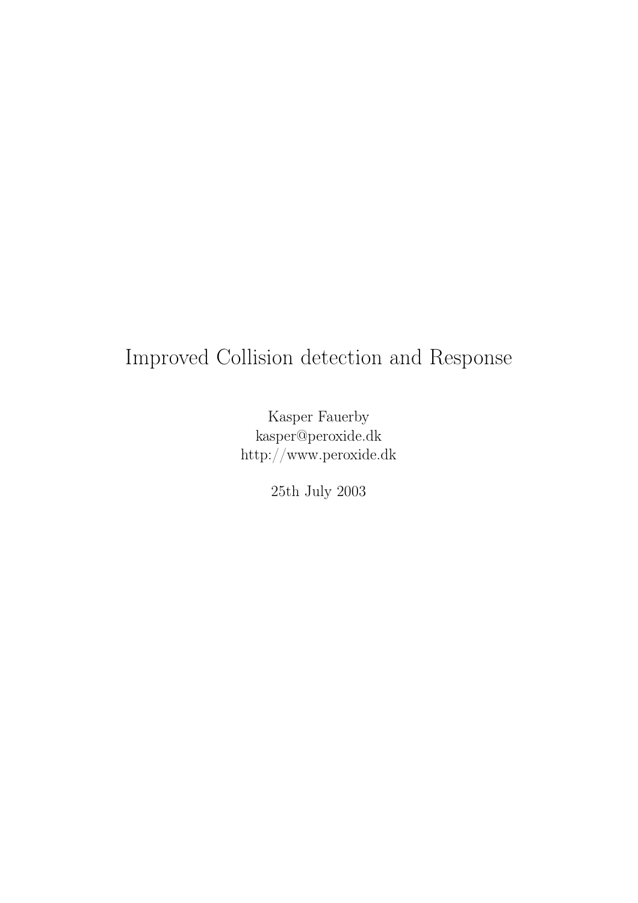# Improved Collision detection and Response

Kasper Fauerby
kasper@peroxide.dk
http://www.peroxide.dk

25th July 2003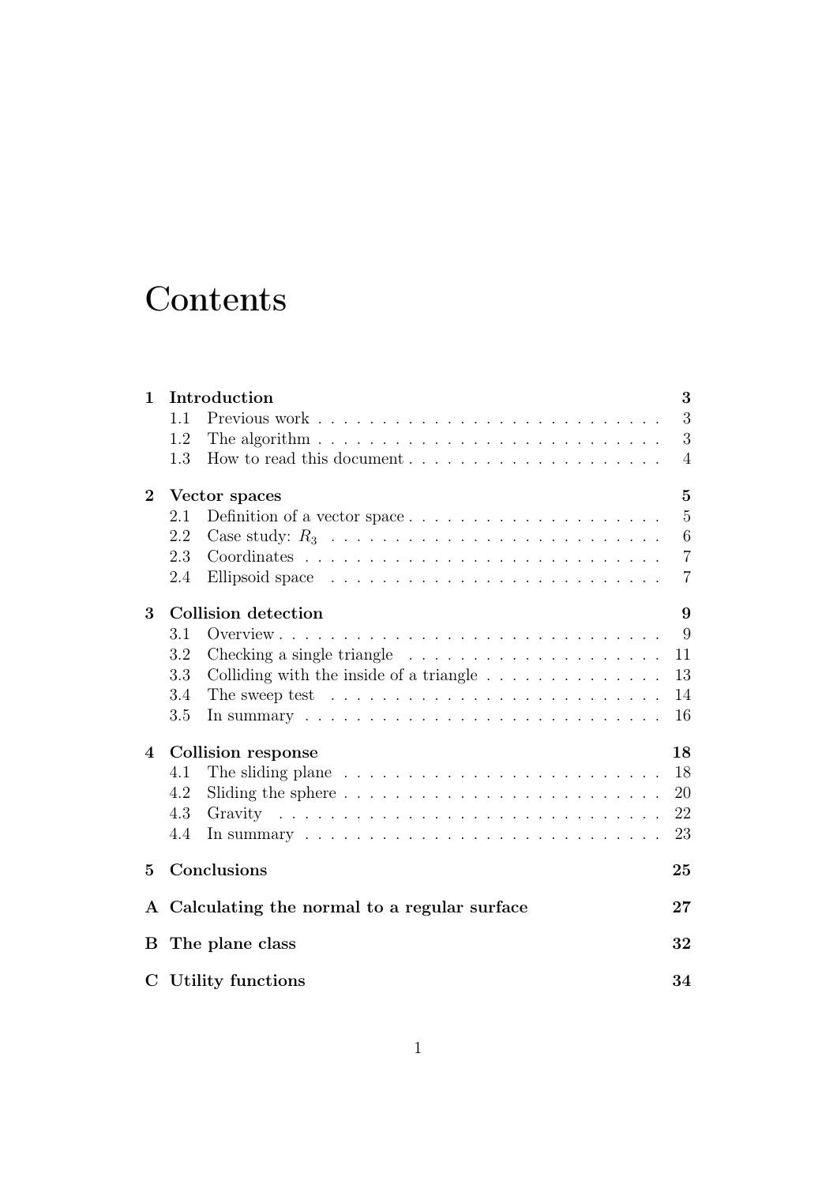# Contents

**1 Introduction** **3**
- 1.1 Previous work . . . . . . . . . . . . . . . . . . . . . . . . . . . 3
- 1.2 The algorithm . . . . . . . . . . . . . . . . . . . . . . . . . . . 3
- 1.3 How to read this document . . . . . . . . . . . . . . . . . . . . 4

**2 Vector spaces** **5**
- 2.1 Definition of a vector space . . . . . . . . . . . . . . . . . . . . 5
- 2.2 Case study: $R_3$ . . . . . . . . . . . . . . . . . . . . . . . . . . 6
- 2.3 Coordinates . . . . . . . . . . . . . . . . . . . . . . . . . . . . 7
- 2.4 Ellipsoid space . . . . . . . . . . . . . . . . . . . . . . . . . . 7

**3 Collision detection** **9**
- 3.1 Overview . . . . . . . . . . . . . . . . . . . . . . . . . . . . . 9
- 3.2 Checking a single triangle . . . . . . . . . . . . . . . . . . . . 11
- 3.3 Colliding with the inside of a triangle . . . . . . . . . . . . . . 13
- 3.4 The sweep test . . . . . . . . . . . . . . . . . . . . . . . . . . 14
- 3.5 In summary . . . . . . . . . . . . . . . . . . . . . . . . . . . . 16

**4 Collision response** **18**
- 4.1 The sliding plane . . . . . . . . . . . . . . . . . . . . . . . . . 18
- 4.2 Sliding the sphere . . . . . . . . . . . . . . . . . . . . . . . . . 20
- 4.3 Gravity . . . . . . . . . . . . . . . . . . . . . . . . . . . . . . 22
- 4.4 In summary . . . . . . . . . . . . . . . . . . . . . . . . . . . . 23

**5 Conclusions** **25**

**A Calculating the normal to a regular surface** **27**

**B The plane class** **32**

**C Utility functions** **34**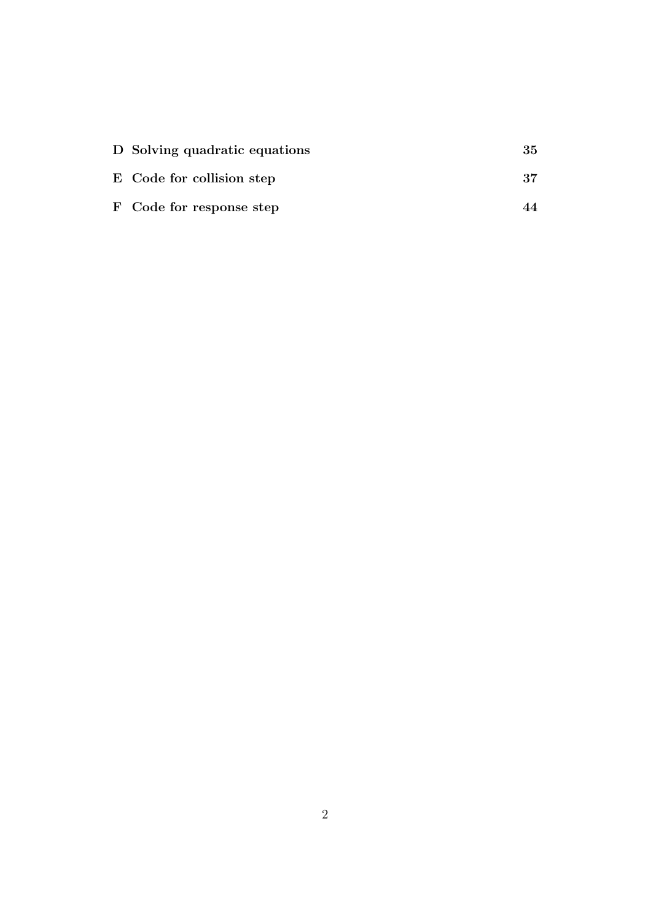**D Solving quadratic equations** **35**

**E Code for collision step** **37**

**F Code for response step** **44**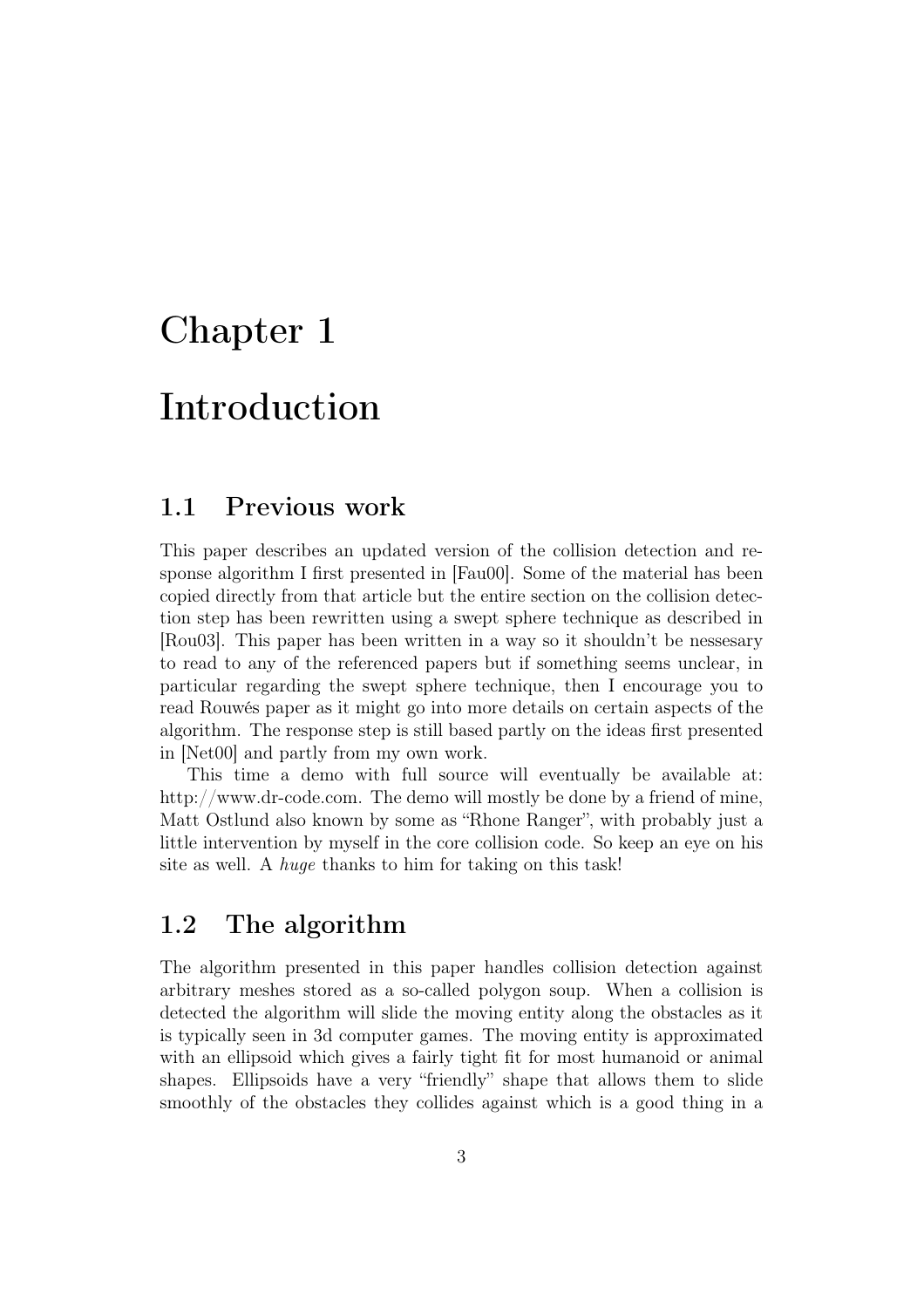# Chapter 1

# Introduction

## 1.1 Previous work

This paper describes an updated version of the collision detection and response algorithm I first presented in [Fau00]. Some of the material has been copied directly from that article but the entire section on the collision detection step has been rewritten using a swept sphere technique as described in [Rou03]. This paper has been written in a way so it shouldn't be nessesary to read to any of the referenced papers but if something seems unclear, in particular regarding the swept sphere technique, then I encourage you to read Rouwés paper as it might go into more details on certain aspects of the algorithm. The response step is still based partly on the ideas first presented in [Net00] and partly from my own work.

This time a demo with full source will eventually be available at: http://www.dr-code.com. The demo will mostly be done by a friend of mine, Matt Ostlund also known by some as "Rhone Ranger", with probably just a little intervention by myself in the core collision code. So keep an eye on his site as well. A *huge* thanks to him for taking on this task!

## 1.2 The algorithm

The algorithm presented in this paper handles collision detection against arbitrary meshes stored as a so-called polygon soup. When a collision is detected the algorithm will slide the moving entity along the obstacles as it is typically seen in 3d computer games. The moving entity is approximated with an ellipsoid which gives a fairly tight fit for most humanoid or animal shapes. Ellipsoids have a very "friendly" shape that allows them to slide smoothly of the obstacles they collides against which is a good thing in a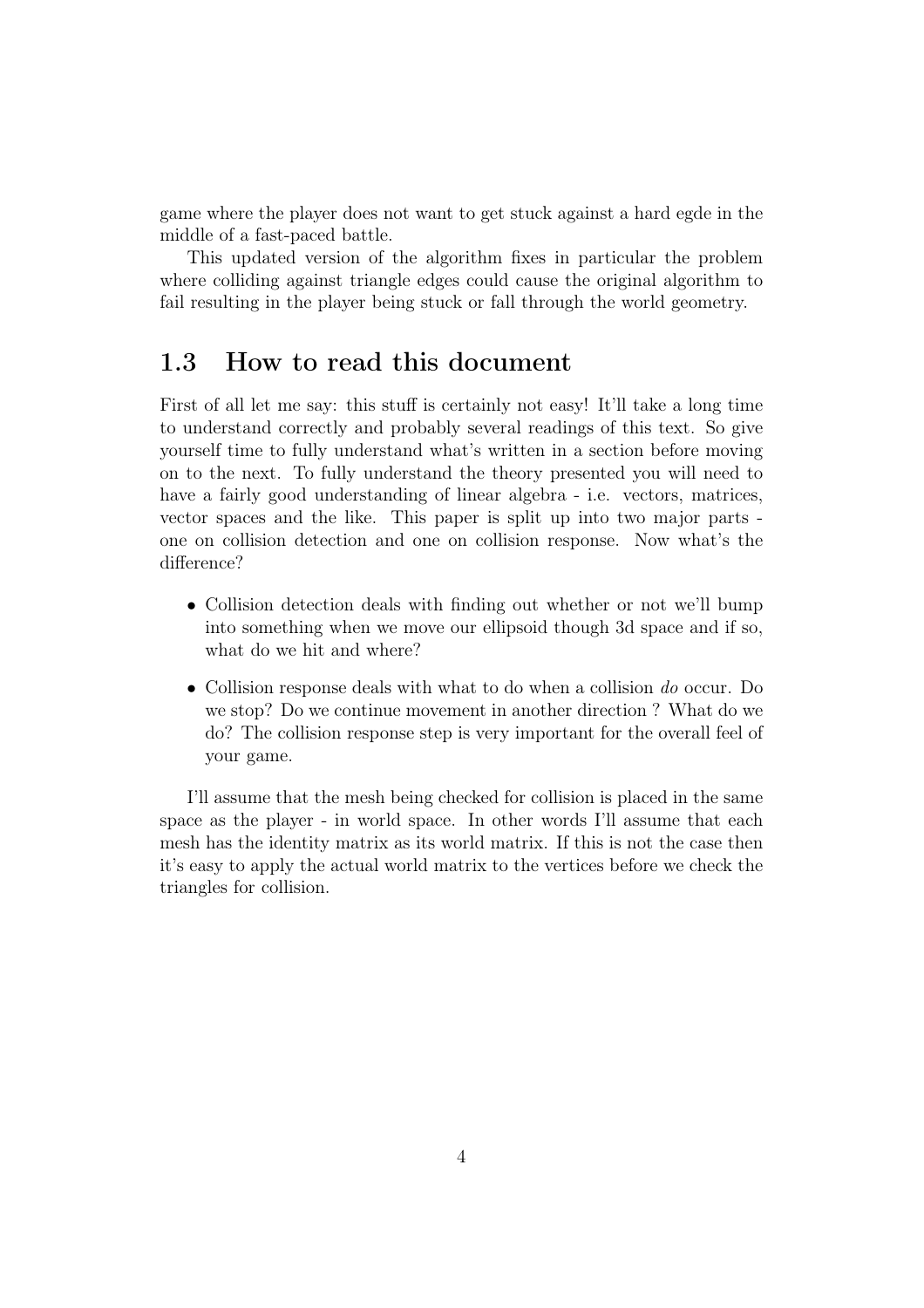game where the player does not want to get stuck against a hard egde in the middle of a fast-paced battle.

This updated version of the algorithm fixes in particular the problem where colliding against triangle edges could cause the original algorithm to fail resulting in the player being stuck or fall through the world geometry.

## 1.3 How to read this document

First of all let me say: this stuff is certainly not easy! It'll take a long time to understand correctly and probably several readings of this text. So give yourself time to fully understand what's written in a section before moving on to the next. To fully understand the theory presented you will need to have a fairly good understanding of linear algebra - i.e. vectors, matrices, vector spaces and the like. This paper is split up into two major parts - one on collision detection and one on collision response. Now what's the difference?

- Collision detection deals with finding out whether or not we'll bump into something when we move our ellipsoid though 3d space and if so, what do we hit and where?
- Collision response deals with what to do when a collision *do* occur. Do we stop? Do we continue movement in another direction ? What do we do? The collision response step is very important for the overall feel of your game.

I'll assume that the mesh being checked for collision is placed in the same space as the player - in world space. In other words I'll assume that each mesh has the identity matrix as its world matrix. If this is not the case then it's easy to apply the actual world matrix to the vertices before we check the triangles for collision.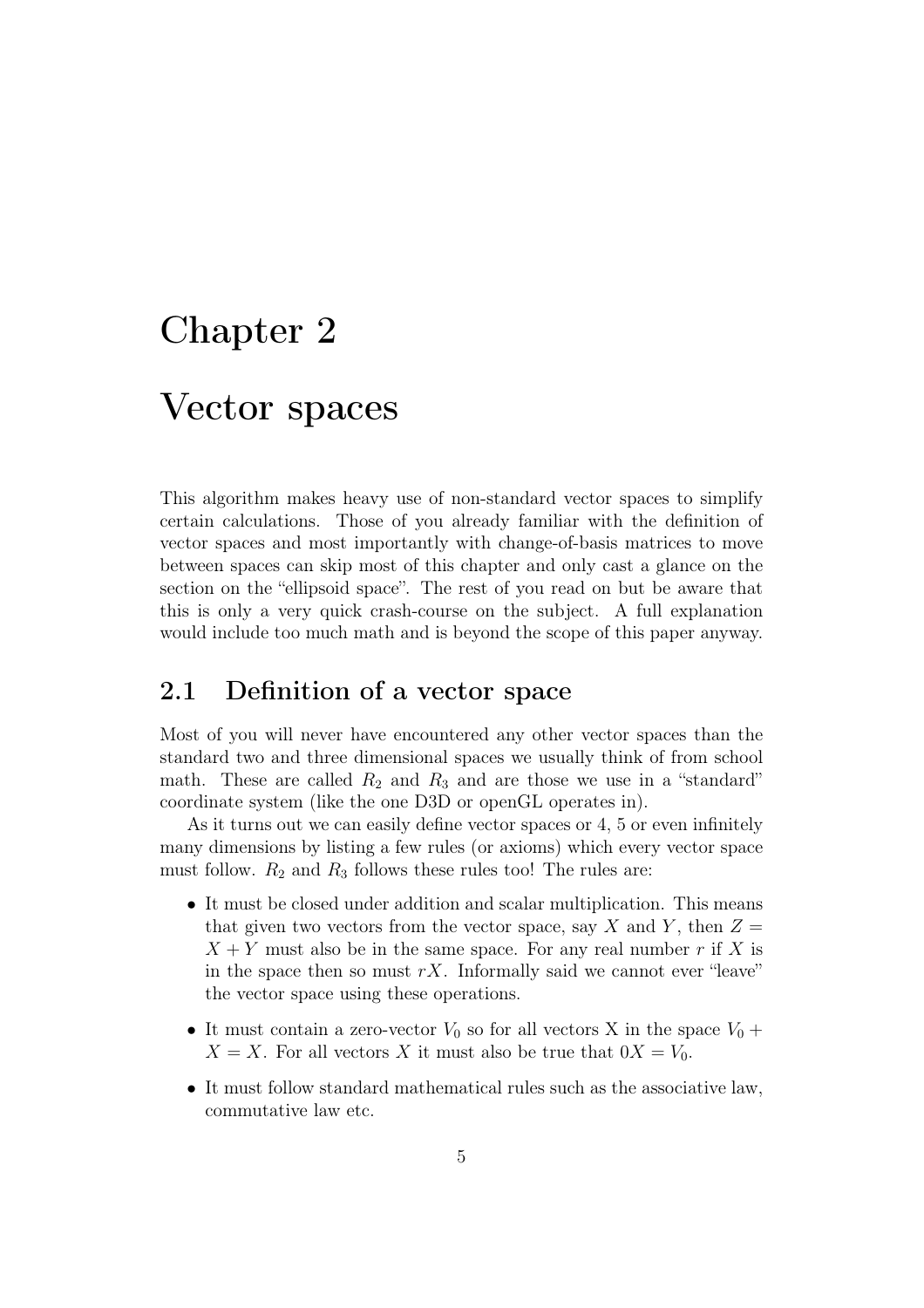# Chapter 2

# Vector spaces

This algorithm makes heavy use of non-standard vector spaces to simplify certain calculations. Those of you already familiar with the definition of vector spaces and most importantly with change-of-basis matrices to move between spaces can skip most of this chapter and only cast a glance on the section on the "ellipsoid space". The rest of you read on but be aware that this is only a very quick crash-course on the subject. A full explanation would include too much math and is beyond the scope of this paper anyway.

## 2.1 Definition of a vector space

Most of you will never have encountered any other vector spaces than the standard two and three dimensional spaces we usually think of from school math. These are called $R_2$ and $R_3$ and are those we use in a "standard" coordinate system (like the one D3D or openGL operates in).

As it turns out we can easily define vector spaces or 4, 5 or even infinitely many dimensions by listing a few rules (or axioms) which every vector space must follow. $R_2$ and $R_3$ follows these rules too! The rules are:

- It must be closed under addition and scalar multiplication. This means that given two vectors from the vector space, say $X$ and $Y$, then $Z = X + Y$ must also be in the same space. For any real number $r$ if $X$ is in the space then so must $rX$. Informally said we cannot ever "leave" the vector space using these operations.
- It must contain a zero-vector $V_0$ so for all vectors X in the space $V_0 + X = X$. For all vectors $X$ it must also be true that $0X = V_0$.
- It must follow standard mathematical rules such as the associative law, commutative law etc.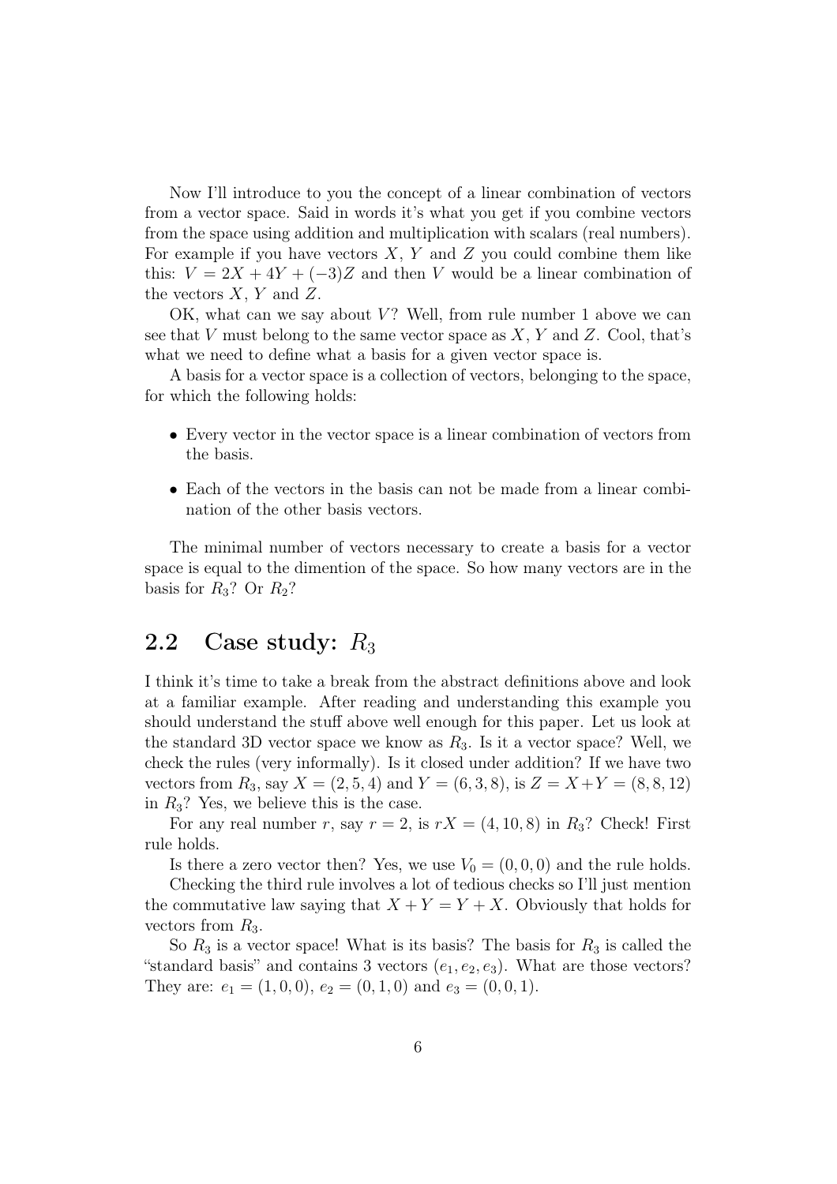Now I'll introduce to you the concept of a linear combination of vectors from a vector space. Said in words it's what you get if you combine vectors from the space using addition and multiplication with scalars (real numbers). For example if you have vectors $X$, $Y$ and $Z$ you could combine them like this: $V = 2X + 4Y + (-3)Z$ and then $V$ would be a linear combination of the vectors $X$, $Y$ and $Z$.

OK, what can we say about $V$? Well, from rule number 1 above we can see that $V$ must belong to the same vector space as $X$, $Y$ and $Z$. Cool, that's what we need to define what a basis for a given vector space is.

A basis for a vector space is a collection of vectors, belonging to the space, for which the following holds:

- Every vector in the vector space is a linear combination of vectors from the basis.
- Each of the vectors in the basis can not be made from a linear combination of the other basis vectors.

The minimal number of vectors necessary to create a basis for a vector space is equal to the dimention of the space. So how many vectors are in the basis for $R_3$? Or $R_2$?

## 2.2 Case study: $R_3$

I think it's time to take a break from the abstract definitions above and look at a familiar example. After reading and understanding this example you should understand the stuff above well enough for this paper. Let us look at the standard 3D vector space we know as $R_3$. Is it a vector space? Well, we check the rules (very informally). Is it closed under addition? If we have two vectors from $R_3$, say $X = (2, 5, 4)$ and $Y = (6, 3, 8)$, is $Z = X + Y = (8, 8, 12)$ in $R_3$? Yes, we believe this is the case.

For any real number $r$, say $r = 2$, is $rX = (4, 10, 8)$ in $R_3$? Check! First rule holds.

Is there a zero vector then? Yes, we use $V_0 = (0, 0, 0)$ and the rule holds.

Checking the third rule involves a lot of tedious checks so I'll just mention the commutative law saying that $X + Y = Y + X$. Obviously that holds for vectors from $R_3$.

So $R_3$ is a vector space! What is its basis? The basis for $R_3$ is called the "standard basis" and contains 3 vectors $(e_1, e_2, e_3)$. What are those vectors? They are: $e_1 = (1, 0, 0)$, $e_2 = (0, 1, 0)$ and $e_3 = (0, 0, 1)$.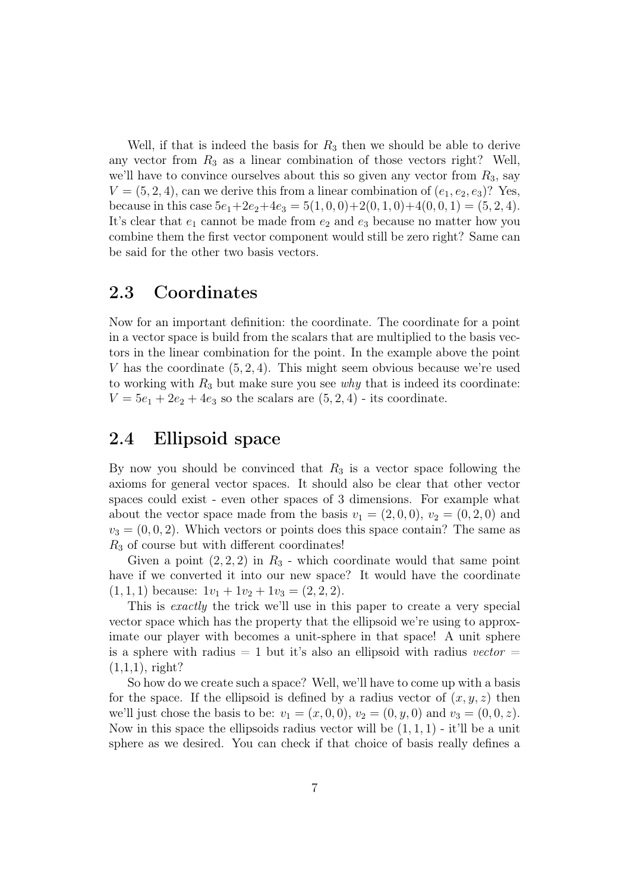Well, if that is indeed the basis for $R_3$ then we should be able to derive any vector from $R_3$ as a linear combination of those vectors right? Well, we'll have to convince ourselves about this so given any vector from $R_3$, say $V = (5, 2, 4)$, can we derive this from a linear combination of $(e_1, e_2, e_3)$? Yes, because in this case $5e_1+2e_2+4e_3 = 5(1, 0, 0)+2(0, 1, 0)+4(0, 0, 1) = (5, 2, 4)$. It's clear that $e_1$ cannot be made from $e_2$ and $e_3$ because no matter how you combine them the first vector component would still be zero right? Same can be said for the other two basis vectors.

## 2.3 Coordinates

Now for an important definition: the coordinate. The coordinate for a point in a vector space is build from the scalars that are multiplied to the basis vectors in the linear combination for the point. In the example above the point $V$ has the coordinate $(5, 2, 4)$. This might seem obvious because we're used to working with $R_3$ but make sure you see *why* that is indeed its coordinate: $V = 5e_1 + 2e_2 + 4e_3$ so the scalars are $(5, 2, 4)$ - its coordinate.

## 2.4 Ellipsoid space

By now you should be convinced that $R_3$ is a vector space following the axioms for general vector spaces. It should also be clear that other vector spaces could exist - even other spaces of 3 dimensions. For example what about the vector space made from the basis $v_1 = (2, 0, 0)$, $v_2 = (0, 2, 0)$ and $v_3 = (0, 0, 2)$. Which vectors or points does this space contain? The same as $R_3$ of course but with different coordinates!

Given a point $(2, 2, 2)$ in $R_3$ - which coordinate would that same point have if we converted it into our new space? It would have the coordinate $(1, 1, 1)$ because: $1v_1 + 1v_2 + 1v_3 = (2, 2, 2)$.

This is *exactly* the trick we'll use in this paper to create a very special vector space which has the property that the ellipsoid we're using to approximate our player with becomes a unit-sphere in that space! A unit sphere is a sphere with radius = 1 but it's also an ellipsoid with radius *vector* = (1,1,1), right?

So how do we create such a space? Well, we'll have to come up with a basis for the space. If the ellipsoid is defined by a radius vector of $(x, y, z)$ then we'll just chose the basis to be: $v_1 = (x, 0, 0)$, $v_2 = (0, y, 0)$ and $v_3 = (0, 0, z)$. Now in this space the ellipsoids radius vector will be $(1, 1, 1)$ - it'll be a unit sphere as we desired. You can check if that choice of basis really defines a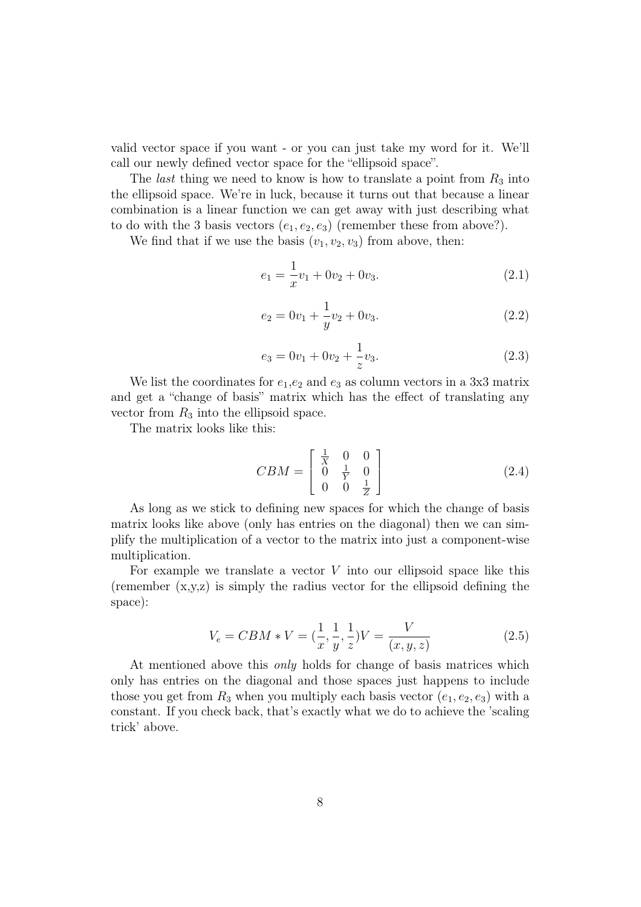valid vector space if you want - or you can just take my word for it. We'll call our newly defined vector space for the "ellipsoid space".

The *last* thing we need to know is how to translate a point from $R_3$ into the ellipsoid space. We're in luck, because it turns out that because a linear combination is a linear function we can get away with just describing what to do with the 3 basis vectors $(e_1, e_2, e_3)$ (remember these from above?).

We find that if we use the basis $(v_1, v_2, v_3)$ from above, then:

$$e_1 = \frac{1}{x}v_1 + 0v_2 + 0v_3. \tag{2.1}$$

$$e_2 = 0v_1 + \frac{1}{y}v_2 + 0v_3. \tag{2.2}$$

$$e_3 = 0v_1 + 0v_2 + \frac{1}{z}v_3. \tag{2.3}$$

We list the coordinates for $e_1$,$e_2$ and $e_3$ as column vectors in a 3x3 matrix and get a "change of basis" matrix which has the effect of translating any vector from $R_3$ into the ellipsoid space.

The matrix looks like this:

$$CBM = \begin{bmatrix} \frac{1}{X} & 0 & 0 \\ 0 & \frac{1}{Y} & 0 \\ 0 & 0 & \frac{1}{Z} \end{bmatrix} \tag{2.4}$$

As long as we stick to defining new spaces for which the change of basis matrix looks like above (only has entries on the diagonal) then we can simplify the multiplication of a vector to the matrix into just a component-wise multiplication.

For example we translate a vector $V$ into our ellipsoid space like this (remember (x,y,z) is simply the radius vector for the ellipsoid defining the space):

$$V_e = CBM * V = (\frac{1}{x}, \frac{1}{y}, \frac{1}{z})V = \frac{V}{(x, y, z)} \tag{2.5}$$

At mentioned above this *only* holds for change of basis matrices which only has entries on the diagonal and those spaces just happens to include those you get from $R_3$ when you multiply each basis vector $(e_1, e_2, e_3)$ with a constant. If you check back, that's exactly what we do to achieve the 'scaling trick' above.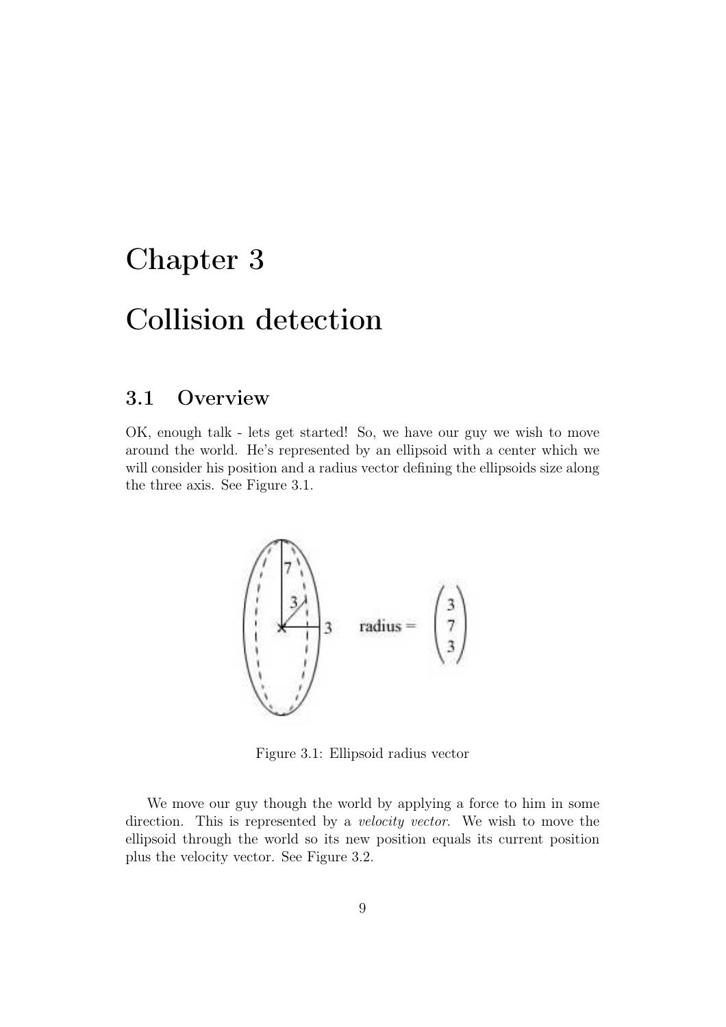# Chapter 3

# Collision detection

## 3.1 Overview

OK, enough talk - lets get started! So, we have our guy we wish to move around the world. He's represented by an ellipsoid with a center which we will consider his position and a radius vector defining the ellipsoids size along the three axis. See Figure 3.1.

Figure 3.1: Ellipsoid radius vector

We move our guy though the world by applying a force to him in some direction. This is represented by a *velocity vector*. We wish to move the ellipsoid through the world so its new position equals its current position plus the velocity vector. See Figure 3.2.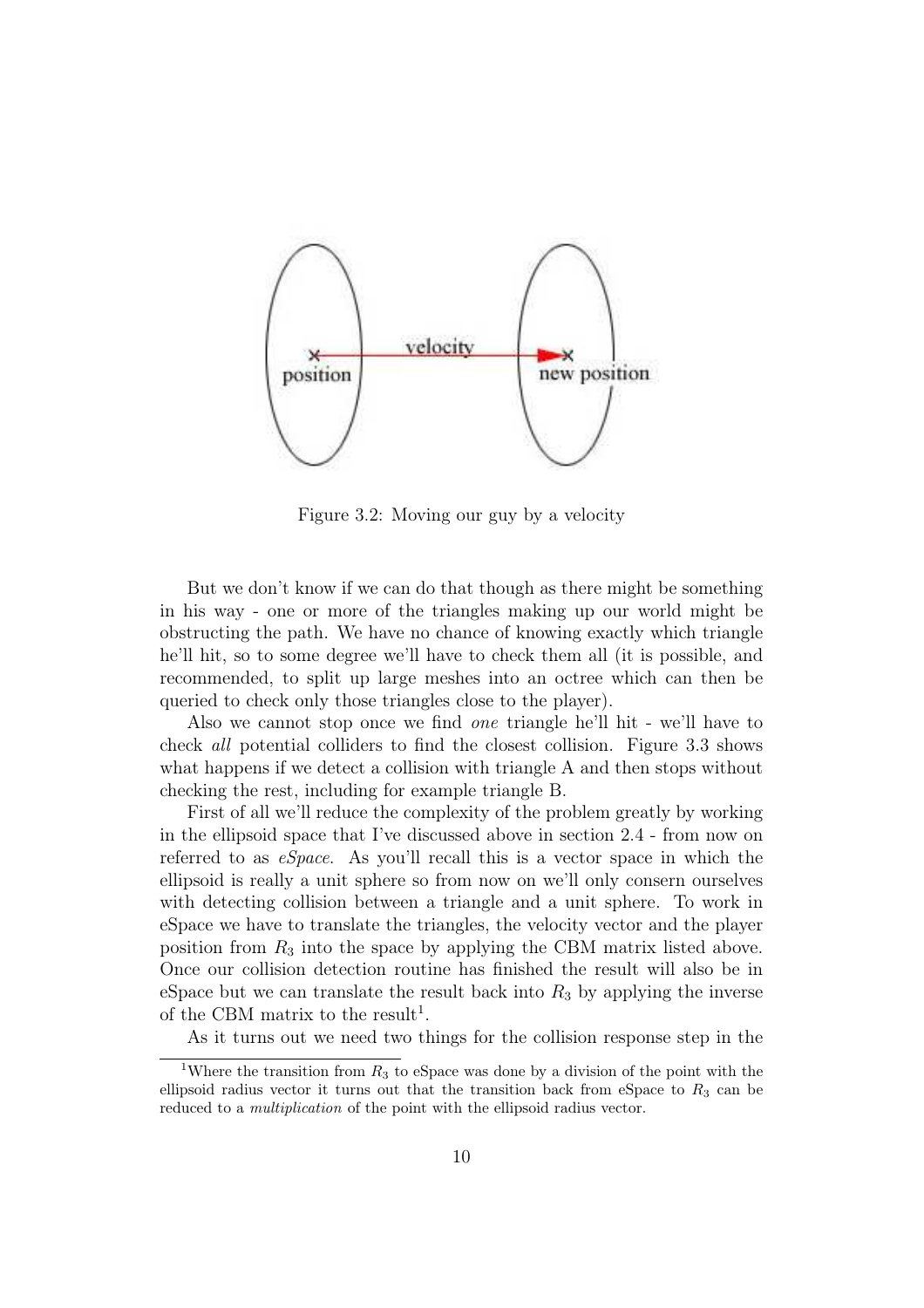Figure 3.2: Moving our guy by a velocity

But we don't know if we can do that though as there might be something in his way - one or more of the triangles making up our world might be obstructing the path. We have no chance of knowing exactly which triangle he'll hit, so to some degree we'll have to check them all (it is possible, and recommended, to split up large meshes into an octree which can then be queried to check only those triangles close to the player).

Also we cannot stop once we find *one* triangle he'll hit - we'll have to check *all* potential colliders to find the closest collision. Figure 3.3 shows what happens if we detect a collision with triangle A and then stops without checking the rest, including for example triangle B.

First of all we'll reduce the complexity of the problem greatly by working in the ellipsoid space that I've discussed above in section 2.4 - from now on referred to as *eSpace*. As you'll recall this is a vector space in which the ellipsoid is really a unit sphere so from now on we'll only consern ourselves with detecting collision between a triangle and a unit sphere. To work in eSpace we have to translate the triangles, the velocity vector and the player position from $R_3$ into the space by applying the CBM matrix listed above. Once our collision detection routine has finished the result will also be in eSpace but we can translate the result back into $R_3$ by applying the inverse of the CBM matrix to the result[1].

As it turns out we need two things for the collision response step in the

[1] Where the transition from $R_3$ to eSpace was done by a division of the point with the ellipsoid radius vector it turns out that the transition back from eSpace to $R_3$ can be reduced to a *multiplication* of the point with the ellipsoid radius vector.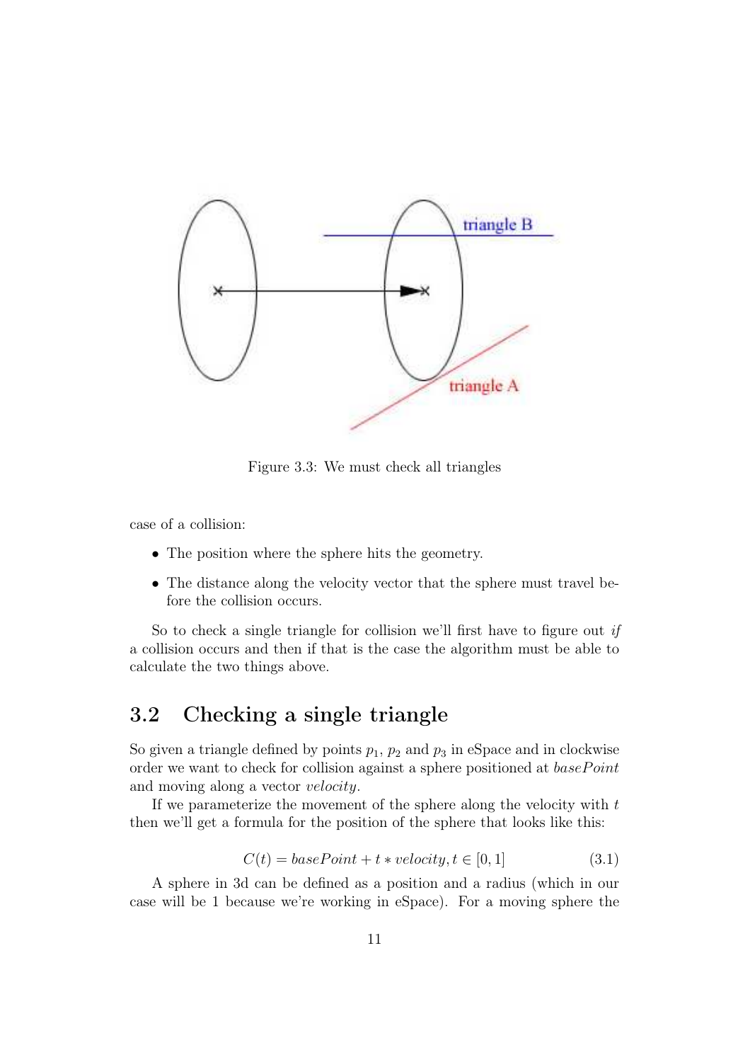Figure 3.3: We must check all triangles

case of a collision:

- The position where the sphere hits the geometry.
- The distance along the velocity vector that the sphere must travel before the collision occurs.

So to check a single triangle for collision we'll first have to figure out *if* a collision occurs and then if that is the case the algorithm must be able to calculate the two things above.

## 3.2 Checking a single triangle

So given a triangle defined by points $p_1$, $p_2$ and $p_3$ in eSpace and in clockwise order we want to check for collision against a sphere positioned at $basePoint$ and moving along a vector $velocity$.

If we parameterize the movement of the sphere along the velocity with $t$ then we'll get a formula for the position of the sphere that looks like this:

$$C(t) = basePoint + t * velocity, t \in [0, 1] \tag{3.1}$$

A sphere in 3d can be defined as a position and a radius (which in our case will be 1 because we're working in eSpace). For a moving sphere the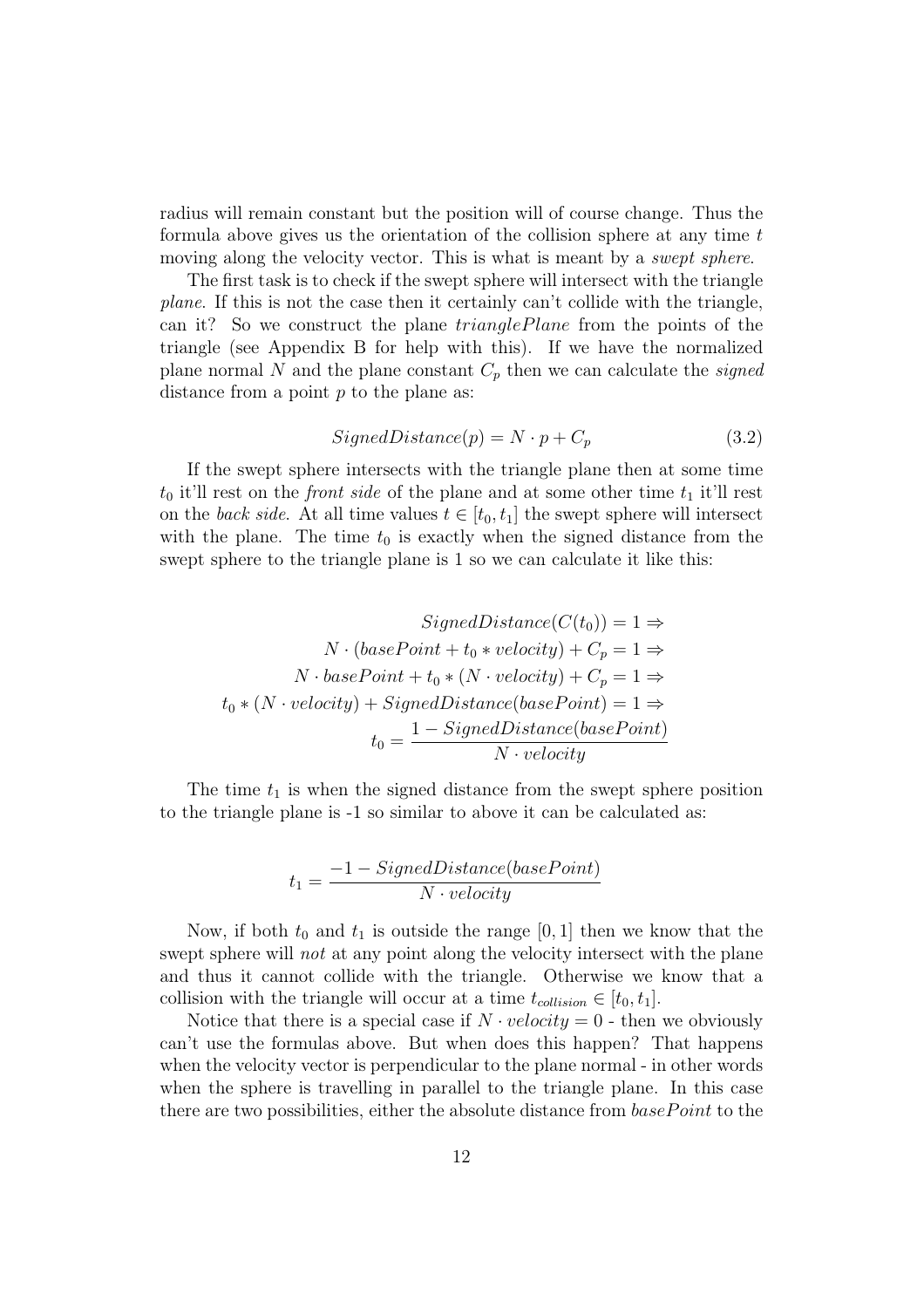radius will remain constant but the position will of course change. Thus the formula above gives us the orientation of the collision sphere at any time $t$ moving along the velocity vector. This is what is meant by a *swept sphere*.

The first task is to check if the swept sphere will intersect with the triangle *plane*. If this is not the case then it certainly can't collide with the triangle, can it? So we construct the plane $trianglePlane$ from the points of the triangle (see Appendix B for help with this). If we have the normalized plane normal $N$ and the plane constant $C_p$ then we can calculate the *signed* distance from a point $p$ to the plane as:

$$SignedDistance(p) = N \cdot p + C_p \tag{3.2}$$

If the swept sphere intersects with the triangle plane then at some time $t_0$ it'll rest on the *front side* of the plane and at some other time $t_1$ it'll rest on the *back side*. At all time values $t \in [t_0, t_1]$ the swept sphere will intersect with the plane. The time $t_0$ is exactly when the signed distance from the swept sphere to the triangle plane is 1 so we can calculate it like this:

$$\begin{aligned}
SignedDistance(C(t_0)) = 1 &\Rightarrow \\
N \cdot (basePoint + t_0 * velocity) + C_p = 1 &\Rightarrow \\
N \cdot basePoint + t_0 * (N \cdot velocity) + C_p = 1 &\Rightarrow \\
t_0 * (N \cdot velocity) + SignedDistance(basePoint) = 1 &\Rightarrow \\
t_0 = \frac{1 - SignedDistance(basePoint)}{N \cdot velocity}&
\end{aligned}$$

The time $t_1$ is when the signed distance from the swept sphere position to the triangle plane is -1 so similar to above it can be calculated as:

$$t_1 = \frac{-1 - SignedDistance(basePoint)}{N \cdot velocity}$$

Now, if both $t_0$ and $t_1$ is outside the range $[0, 1]$ then we know that the swept sphere will *not* at any point along the velocity intersect with the plane and thus it cannot collide with the triangle. Otherwise we know that a collision with the triangle will occur at a time $t_{collision} \in [t_0, t_1]$.

Notice that there is a special case if $N \cdot velocity = 0$ - then we obviously can't use the formulas above. But when does this happen? That happens when the velocity vector is perpendicular to the plane normal - in other words when the sphere is travelling in parallel to the triangle plane. In this case there are two possibilities, either the absolute distance from $basePoint$ to the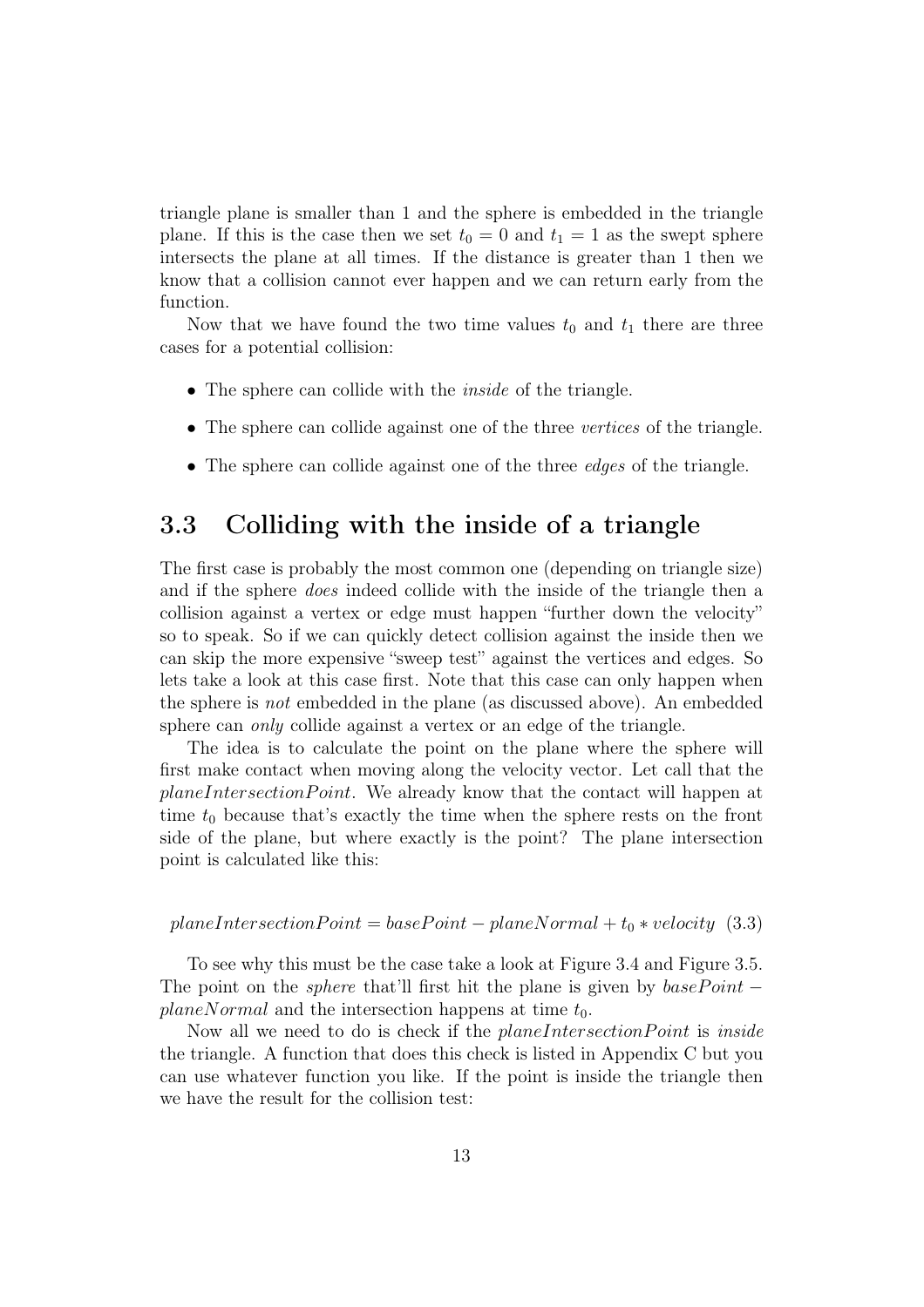triangle plane is smaller than 1 and the sphere is embedded in the triangle plane. If this is the case then we set $t_0 = 0$ and $t_1 = 1$ as the swept sphere intersects the plane at all times. If the distance is greater than 1 then we know that a collision cannot ever happen and we can return early from the function.

Now that we have found the two time values $t_0$ and $t_1$ there are three cases for a potential collision:

- The sphere can collide with the *inside* of the triangle.
- The sphere can collide against one of the three *vertices* of the triangle.
- The sphere can collide against one of the three *edges* of the triangle.

## 3.3 Colliding with the inside of a triangle

The first case is probably the most common one (depending on triangle size) and if the sphere *does* indeed collide with the inside of the triangle then a collision against a vertex or edge must happen "further down the velocity" so to speak. So if we can quickly detect collision against the inside then we can skip the more expensive "sweep test" against the vertices and edges. So lets take a look at this case first. Note that this case can only happen when the sphere is *not* embedded in the plane (as discussed above). An embedded sphere can *only* collide against a vertex or an edge of the triangle.

The idea is to calculate the point on the plane where the sphere will first make contact when moving along the velocity vector. Let call that the *planeIntersectionPoint*. We already know that the contact will happen at time $t_0$ because that's exactly the time when the sphere rests on the front side of the plane, but where exactly is the point? The plane intersection point is calculated like this:

$$planeIntersectionPoint = basePoint - planeNormal + t_0 * velocity \quad (3.3)$$

To see why this must be the case take a look at Figure 3.4 and Figure 3.5. The point on the *sphere* that'll first hit the plane is given by $basePoint - planeNormal$ and the intersection happens at time $t_0$.

Now all we need to do is check if the *planeIntersectionPoint* is *inside* the triangle. A function that does this check is listed in Appendix C but you can use whatever function you like. If the point is inside the triangle then we have the result for the collision test: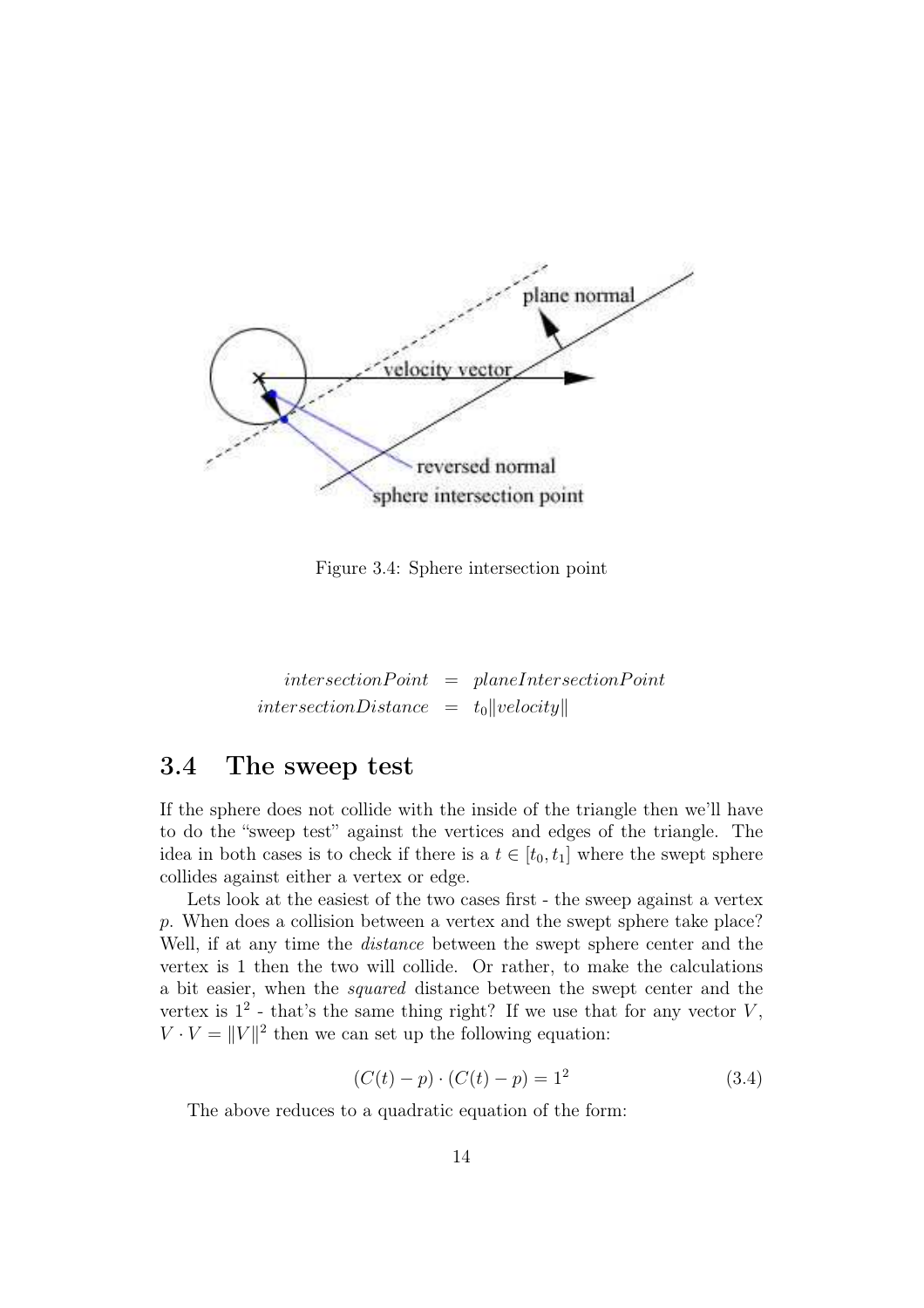Figure 3.4: Sphere intersection point

$$
\begin{aligned}
intersectionPoint &= planeIntersectionPoint \\
intersectionDistance &= t_0 \|velocity\|
\end{aligned}
$$

## 3.4 The sweep test

If the sphere does not collide with the inside of the triangle then we'll have to do the "sweep test" against the vertices and edges of the triangle. The idea in both cases is to check if there is a $t \in [t_0, t_1]$ where the swept sphere collides against either a vertex or edge.

Lets look at the easiest of the two cases first - the sweep against a vertex $p$. When does a collision between a vertex and the swept sphere take place? Well, if at any time the *distance* between the swept sphere center and the vertex is 1 then the two will collide. Or rather, to make the calculations a bit easier, when the *squared* distance between the swept center and the vertex is $1^2$ - that's the same thing right? If we use that for any vector $V$, $V \cdot V = \|V\|^2$ then we can set up the following equation:

$$
(C(t) - p) \cdot (C(t) - p) = 1^2 \tag{3.4}
$$

The above reduces to a quadratic equation of the form: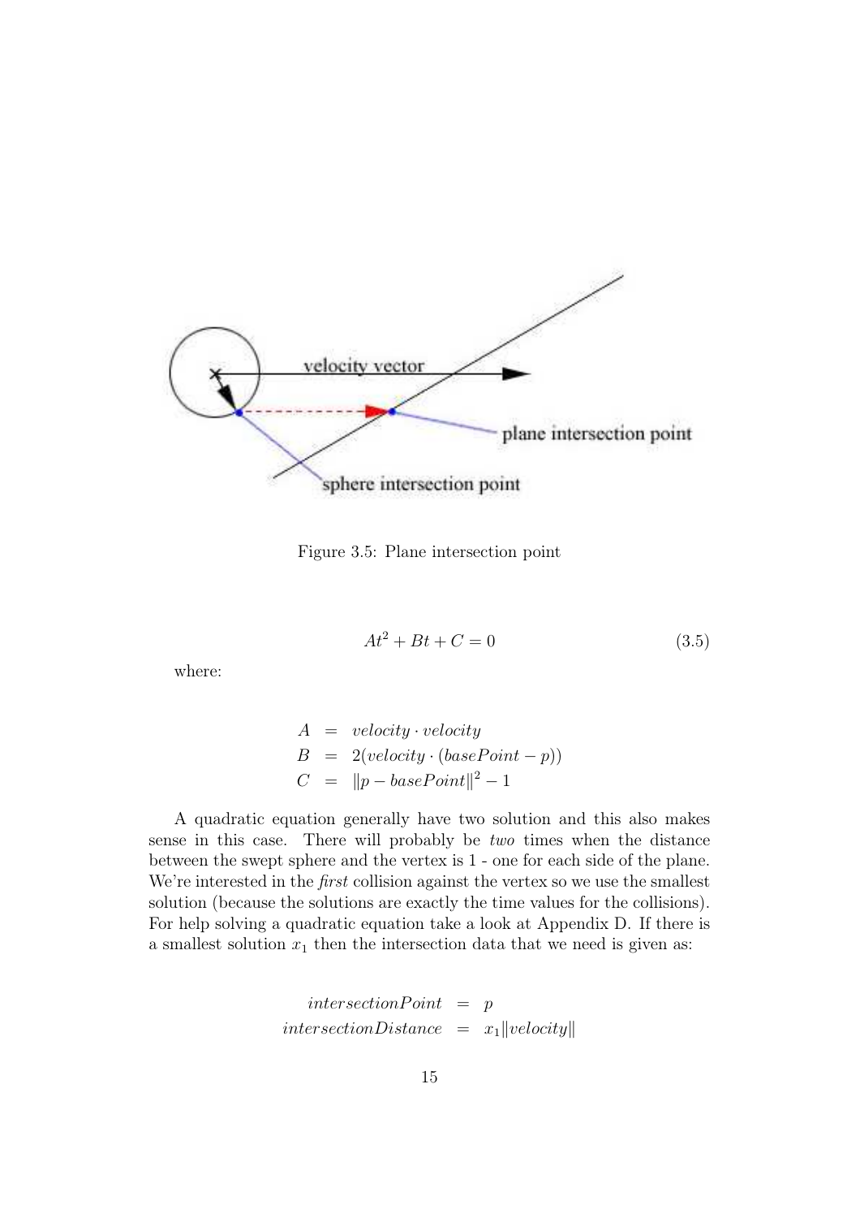Figure 3.5: Plane intersection point

$$At^2 + Bt + C = 0 \tag{3.5}$$

where:

$$\begin{aligned} A &= velocity \cdot velocity \\ B &= 2(velocity \cdot (basePoint - p)) \\ C &= \|p - basePoint\|^2 - 1 \end{aligned}$$

A quadratic equation generally have two solution and this also makes sense in this case. There will probably be *two* times when the distance between the swept sphere and the vertex is 1 - one for each side of the plane. We're interested in the *first* collision against the vertex so we use the smallest solution (because the solutions are exactly the time values for the collisions). For help solving a quadratic equation take a look at Appendix D. If there is a smallest solution $x_1$ then the intersection data that we need is given as:

$$\begin{aligned} intersectionPoint &= p \\ intersectionDistance &= x_1 \|velocity\| \end{aligned}$$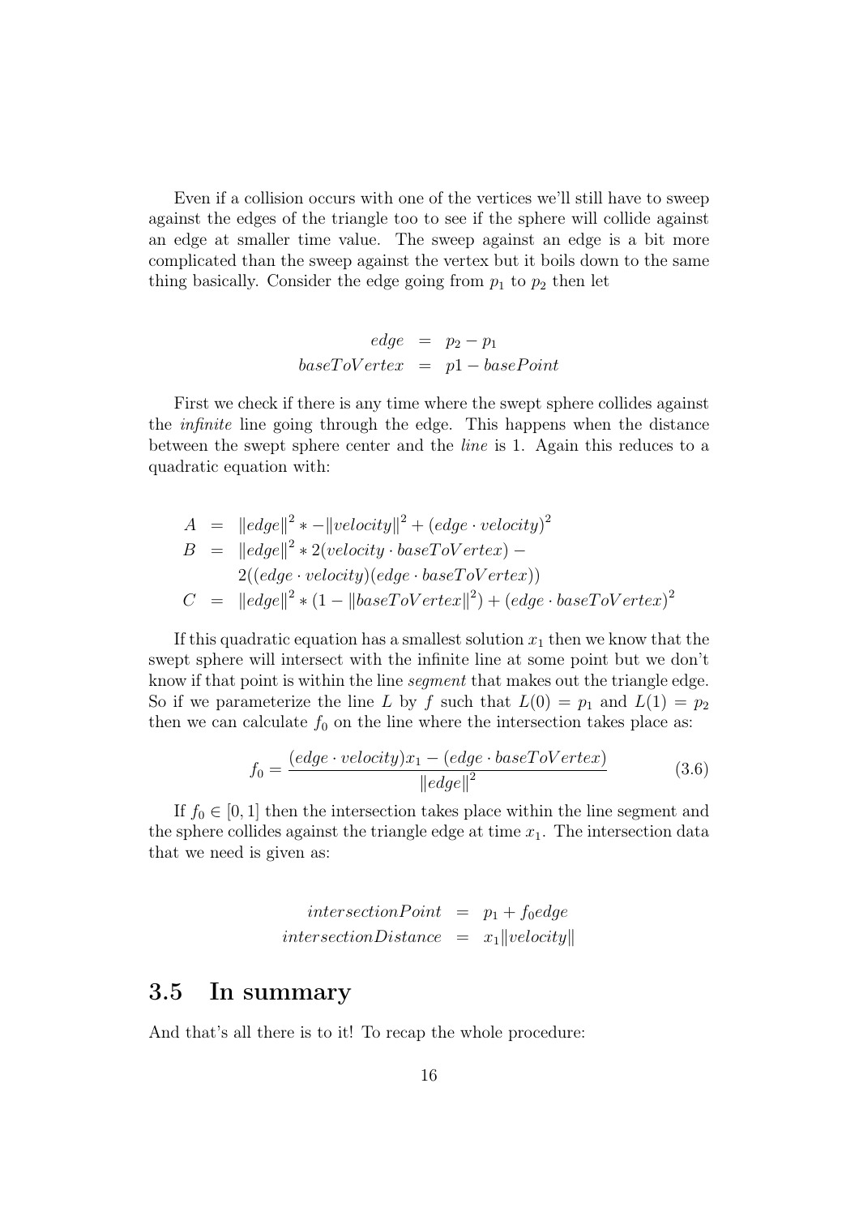Even if a collision occurs with one of the vertices we'll still have to sweep against the edges of the triangle too to see if the sphere will collide against an edge at smaller time value. The sweep against an edge is a bit more complicated than the sweep against the vertex but it boils down to the same thing basically. Consider the edge going from $p_1$ to $p_2$ then let

$$
\begin{aligned}
edge &= p_2 - p_1 \\
baseToVertex &= p1 - basePoint
\end{aligned}
$$

First we check if there is any time where the swept sphere collides against the *infinite* line going through the edge. This happens when the distance between the swept sphere center and the *line* is 1. Again this reduces to a quadratic equation with:

$$
\begin{aligned}
A &= \|edge\|^2 * -\|velocity\|^2 + (edge \cdot velocity)^2 \\
B &= \|edge\|^2 * 2(velocity \cdot baseToVertex) - \\
&\quad\; 2((edge \cdot velocity)(edge \cdot baseToVertex)) \\
C &= \|edge\|^2 * (1 - \|baseToVertex\|^2) + (edge \cdot baseToVertex)^2
\end{aligned}
$$

If this quadratic equation has a smallest solution $x_1$ then we know that the swept sphere will intersect with the infinite line at some point but we don't know if that point is within the line *segment* that makes out the triangle edge. So if we parameterize the line $L$ by $f$ such that $L(0) = p_1$ and $L(1) = p_2$ then we can calculate $f_0$ on the line where the intersection takes place as:

$$
f_0 = \frac{(edge \cdot velocity)x_1 - (edge \cdot baseToVertex)}{\|edge\|^2} \tag{3.6}
$$

If $f_0 \in [0, 1]$ then the intersection takes place within the line segment and the sphere collides against the triangle edge at time $x_1$. The intersection data that we need is given as:

$$
\begin{aligned}
intersectionPoint &= p_1 + f_0 edge \\
intersectionDistance &= x_1 \|velocity\|
\end{aligned}
$$

## 3.5 In summary

And that's all there is to it! To recap the whole procedure: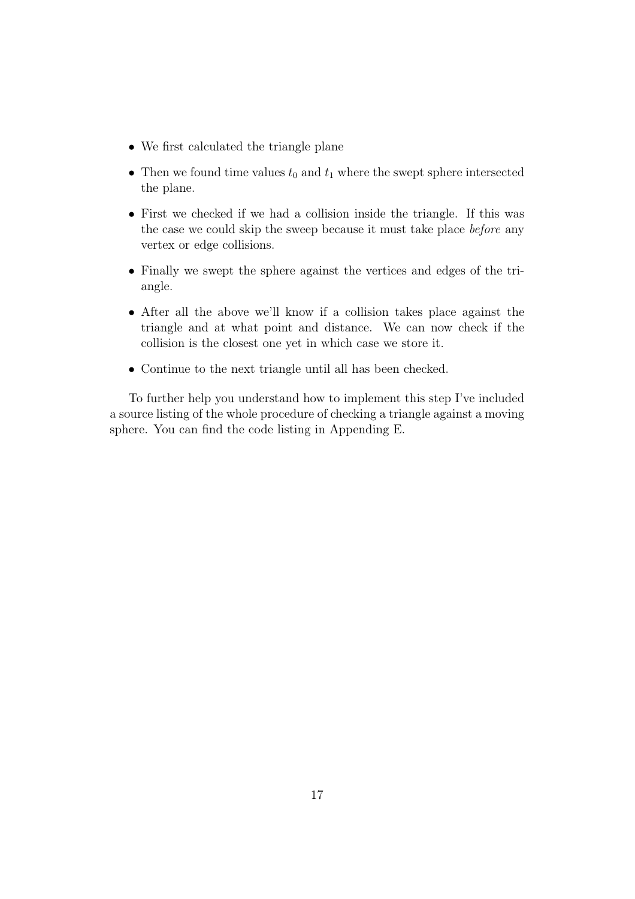- We first calculated the triangle plane
- Then we found time values $t_0$ and $t_1$ where the swept sphere intersected the plane.
- First we checked if we had a collision inside the triangle. If this was the case we could skip the sweep because it must take place *before* any vertex or edge collisions.
- Finally we swept the sphere against the vertices and edges of the triangle.
- After all the above we'll know if a collision takes place against the triangle and at what point and distance. We can now check if the collision is the closest one yet in which case we store it.
- Continue to the next triangle until all has been checked.

To further help you understand how to implement this step I've included a source listing of the whole procedure of checking a triangle against a moving sphere. You can find the code listing in Appending E.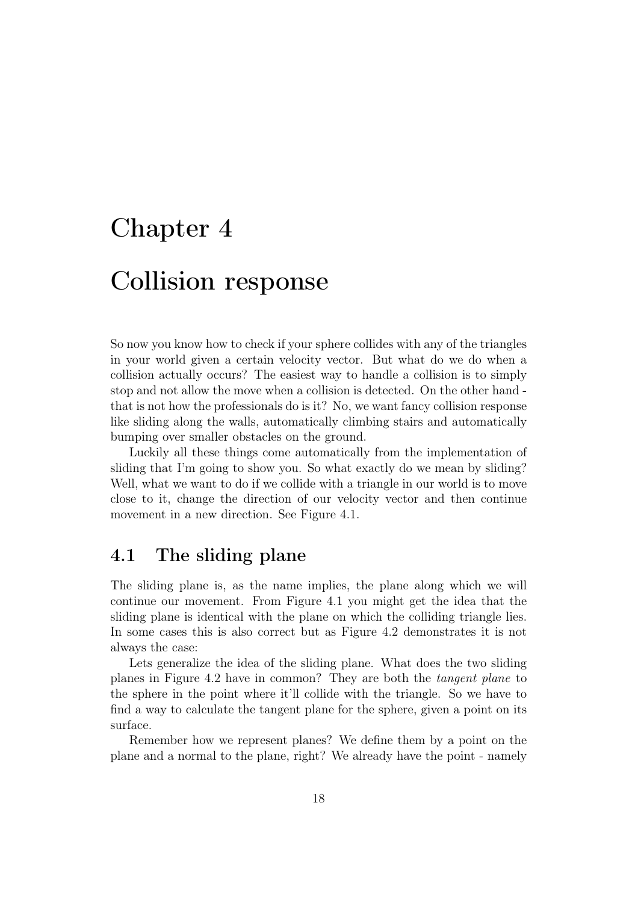# Chapter 4

# Collision response

So now you know how to check if your sphere collides with any of the triangles in your world given a certain velocity vector. But what do we do when a collision actually occurs? The easiest way to handle a collision is to simply stop and not allow the move when a collision is detected. On the other hand - that is not how the professionals do is it? No, we want fancy collision response like sliding along the walls, automatically climbing stairs and automatically bumping over smaller obstacles on the ground.

Luckily all these things come automatically from the implementation of sliding that I'm going to show you. So what exactly do we mean by sliding? Well, what we want to do if we collide with a triangle in our world is to move close to it, change the direction of our velocity vector and then continue movement in a new direction. See Figure 4.1.

## 4.1 The sliding plane

The sliding plane is, as the name implies, the plane along which we will continue our movement. From Figure 4.1 you might get the idea that the sliding plane is identical with the plane on which the colliding triangle lies. In some cases this is also correct but as Figure 4.2 demonstrates it is not always the case:

Lets generalize the idea of the sliding plane. What does the two sliding planes in Figure 4.2 have in common? They are both the *tangent plane* to the sphere in the point where it'll collide with the triangle. So we have to find a way to calculate the tangent plane for the sphere, given a point on its surface.

Remember how we represent planes? We define them by a point on the plane and a normal to the plane, right? We already have the point - namely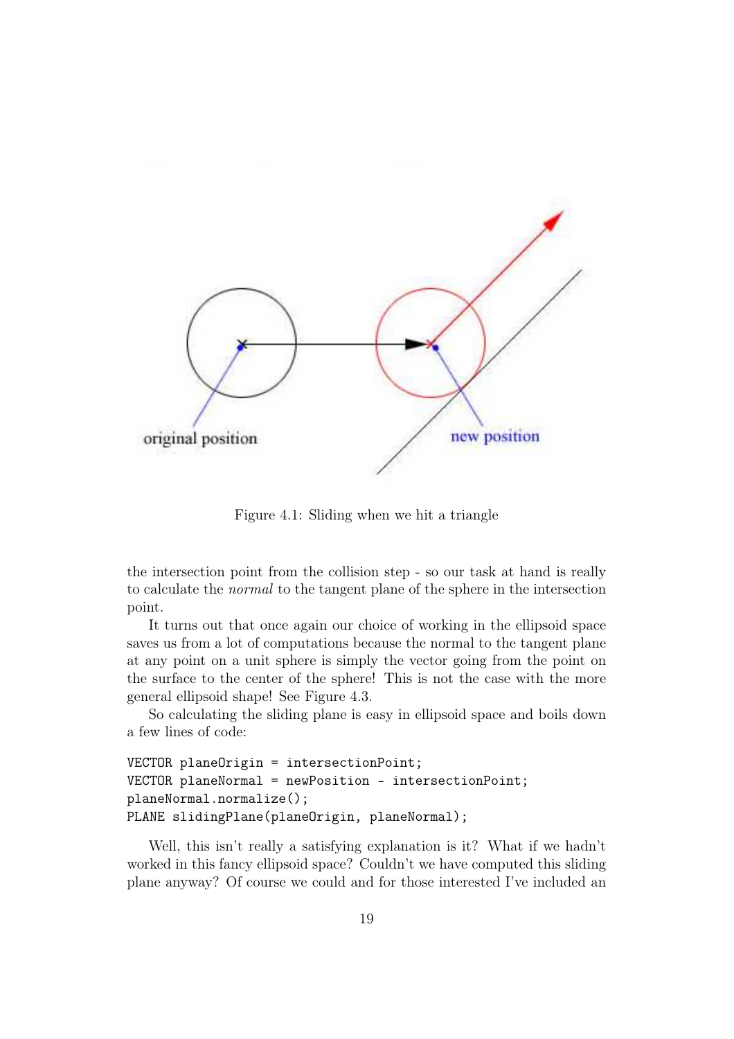Figure 4.1: Sliding when we hit a triangle

the intersection point from the collision step - so our task at hand is really to calculate the *normal* to the tangent plane of the sphere in the intersection point.

It turns out that once again our choice of working in the ellipsoid space saves us from a lot of computations because the normal to the tangent plane at any point on a unit sphere is simply the vector going from the point on the surface to the center of the sphere! This is not the case with the more general ellipsoid shape! See Figure 4.3.

So calculating the sliding plane is easy in ellipsoid space and boils down a few lines of code:

```
VECTOR planeOrigin = intersectionPoint;
VECTOR planeNormal = newPosition - intersectionPoint;
planeNormal.normalize();
PLANE slidingPlane(planeOrigin, planeNormal);
```

Well, this isn't really a satisfying explanation is it? What if we hadn't worked in this fancy ellipsoid space? Couldn't we have computed this sliding plane anyway? Of course we could and for those interested I've included an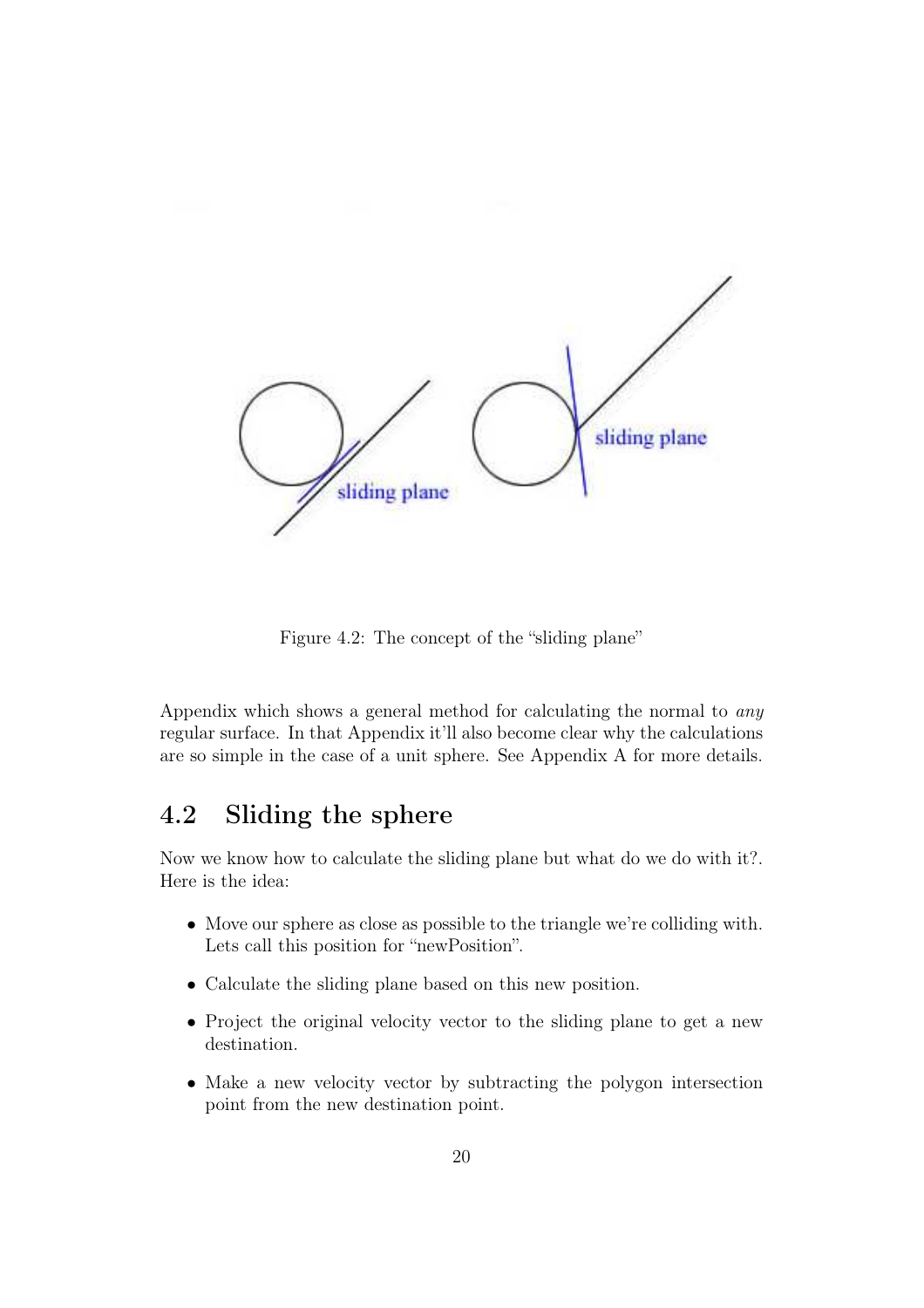Figure 4.2: The concept of the "sliding plane"

Appendix which shows a general method for calculating the normal to *any* regular surface. In that Appendix it'll also become clear why the calculations are so simple in the case of a unit sphere. See Appendix A for more details.

## 4.2 Sliding the sphere

Now we know how to calculate the sliding plane but what do we do with it?. Here is the idea:

- Move our sphere as close as possible to the triangle we're colliding with. Lets call this position for "newPosition".
- Calculate the sliding plane based on this new position.
- Project the original velocity vector to the sliding plane to get a new destination.
- Make a new velocity vector by subtracting the polygon intersection point from the new destination point.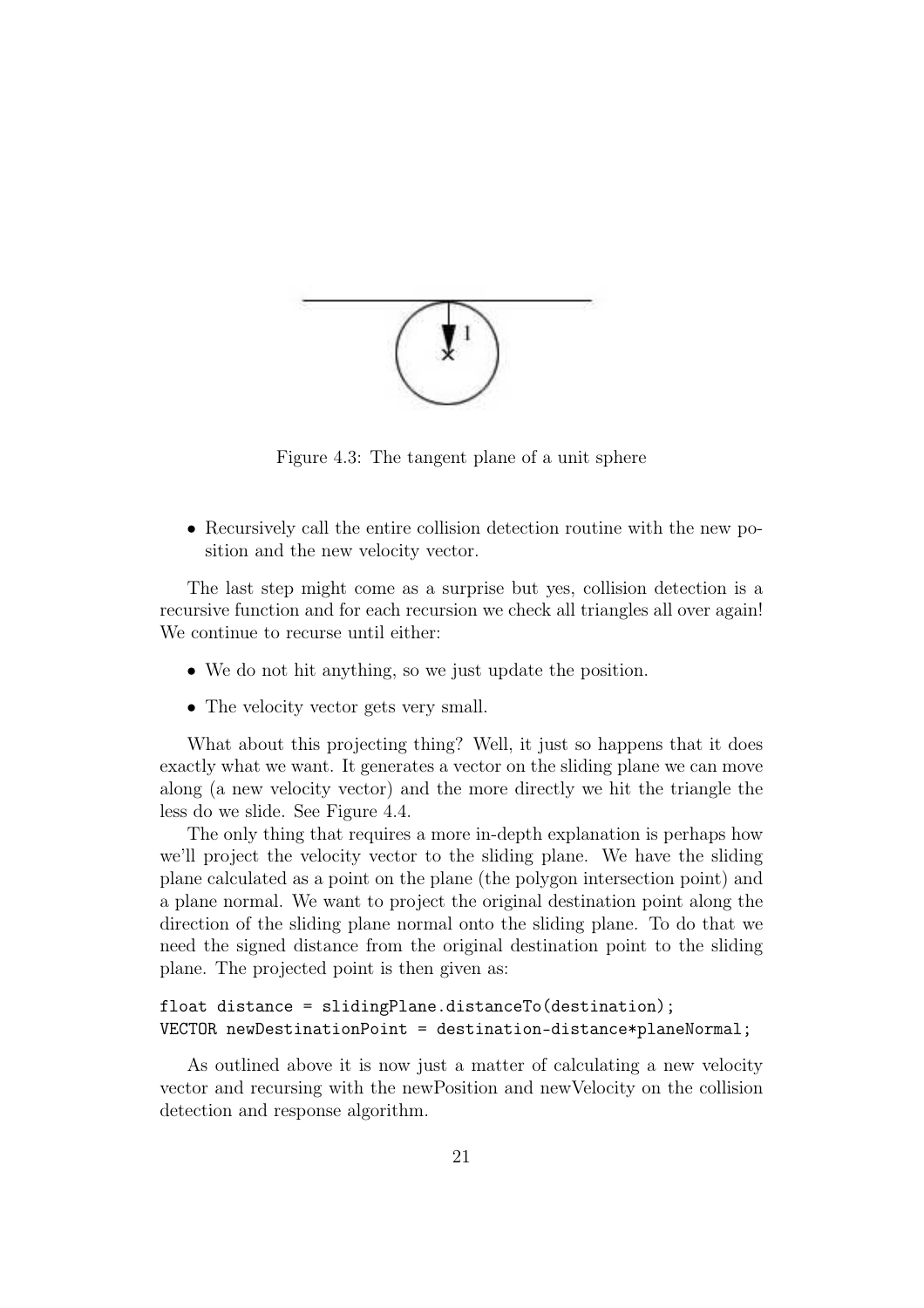Figure 4.3: The tangent plane of a unit sphere

- Recursively call the entire collision detection routine with the new position and the new velocity vector.

The last step might come as a surprise but yes, collision detection is a recursive function and for each recursion we check all triangles all over again! We continue to recurse until either:

- We do not hit anything, so we just update the position.
- The velocity vector gets very small.

What about this projecting thing? Well, it just so happens that it does exactly what we want. It generates a vector on the sliding plane we can move along (a new velocity vector) and the more directly we hit the triangle the less do we slide. See Figure 4.4.

The only thing that requires a more in-depth explanation is perhaps how we'll project the velocity vector to the sliding plane. We have the sliding plane calculated as a point on the plane (the polygon intersection point) and a plane normal. We want to project the original destination point along the direction of the sliding plane normal onto the sliding plane. To do that we need the signed distance from the original destination point to the sliding plane. The projected point is then given as:

```
float distance = slidingPlane.distanceTo(destination);
VECTOR newDestinationPoint = destination-distance*planeNormal;
```

As outlined above it is now just a matter of calculating a new velocity vector and recursing with the newPosition and newVelocity on the collision detection and response algorithm.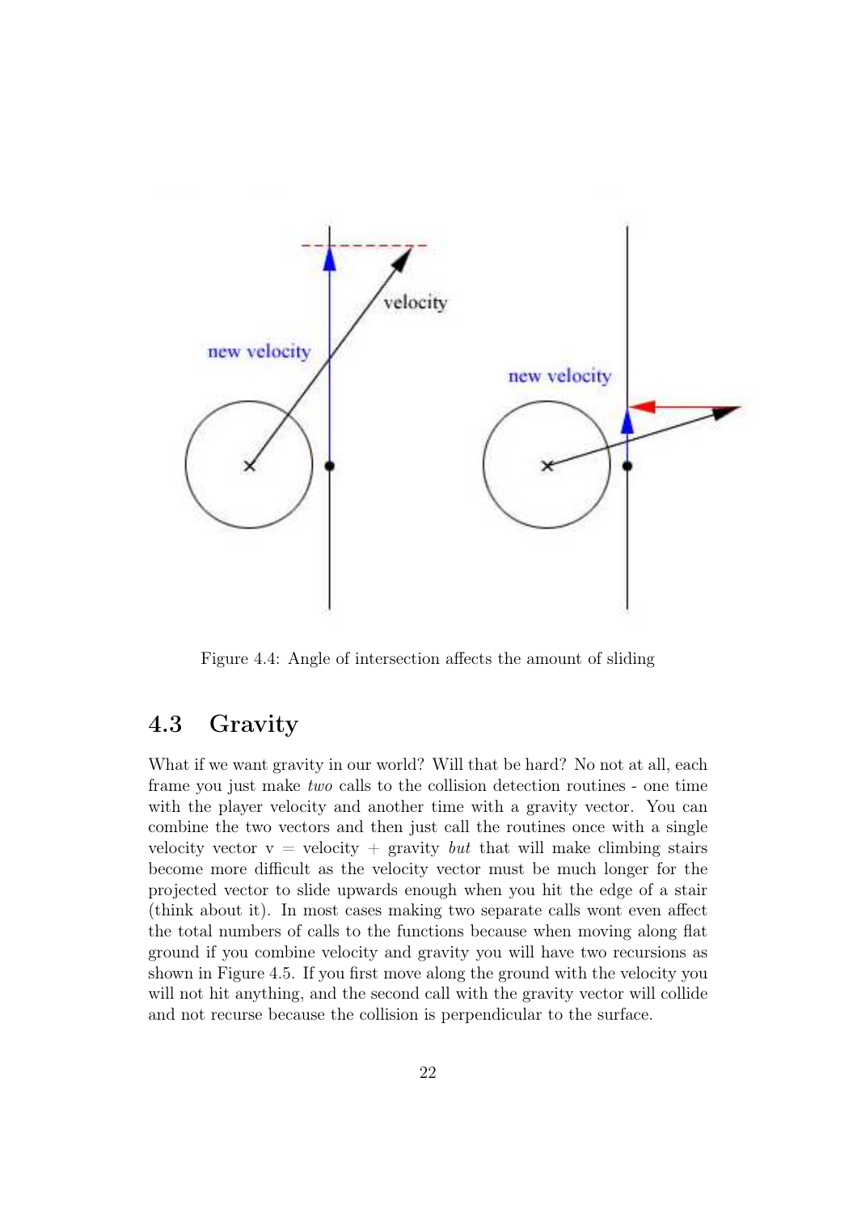Figure 4.4: Angle of intersection affects the amount of sliding

## 4.3 Gravity

What if we want gravity in our world? Will that be hard? No not at all, each frame you just make *two* calls to the collision detection routines - one time with the player velocity and another time with a gravity vector. You can combine the two vectors and then just call the routines once with a single velocity vector v = velocity + gravity *but* that will make climbing stairs become more difficult as the velocity vector must be much longer for the projected vector to slide upwards enough when you hit the edge of a stair (think about it). In most cases making two separate calls wont even affect the total numbers of calls to the functions because when moving along flat ground if you combine velocity and gravity you will have two recursions as shown in Figure 4.5. If you first move along the ground with the velocity you will not hit anything, and the second call with the gravity vector will collide and not recurse because the collision is perpendicular to the surface.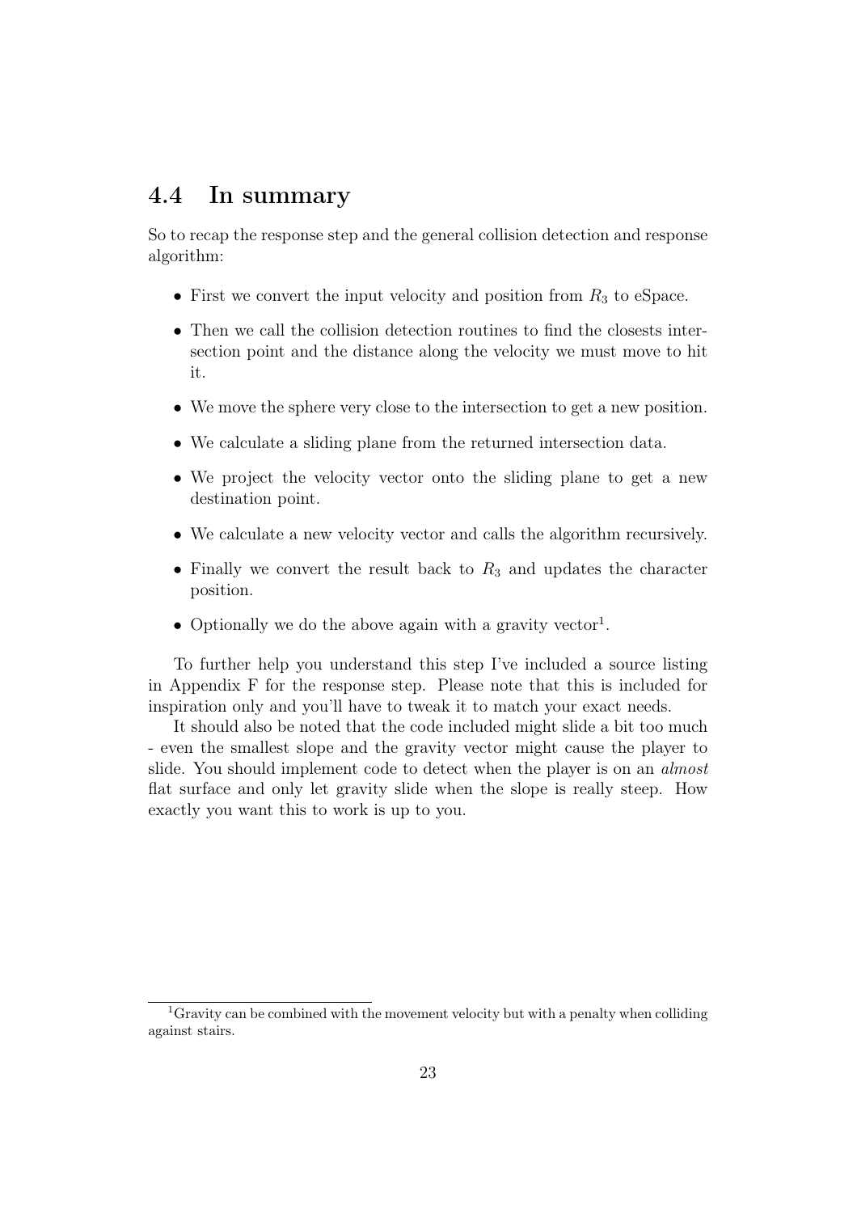## 4.4 In summary

So to recap the response step and the general collision detection and response algorithm:

- First we convert the input velocity and position from $R_3$ to eSpace.
- Then we call the collision detection routines to find the closests intersection point and the distance along the velocity we must move to hit it.
- We move the sphere very close to the intersection to get a new position.
- We calculate a sliding plane from the returned intersection data.
- We project the velocity vector onto the sliding plane to get a new destination point.
- We calculate a new velocity vector and calls the algorithm recursively.
- Finally we convert the result back to $R_3$ and updates the character position.
- Optionally we do the above again with a gravity vector[1].

To further help you understand this step I've included a source listing in Appendix F for the response step. Please note that this is included for inspiration only and you'll have to tweak it to match your exact needs.

It should also be noted that the code included might slide a bit too much - even the smallest slope and the gravity vector might cause the player to slide. You should implement code to detect when the player is on an *almost* flat surface and only let gravity slide when the slope is really steep. How exactly you want this to work is up to you.

[1] Gravity can be combined with the movement velocity but with a penalty when colliding against stairs.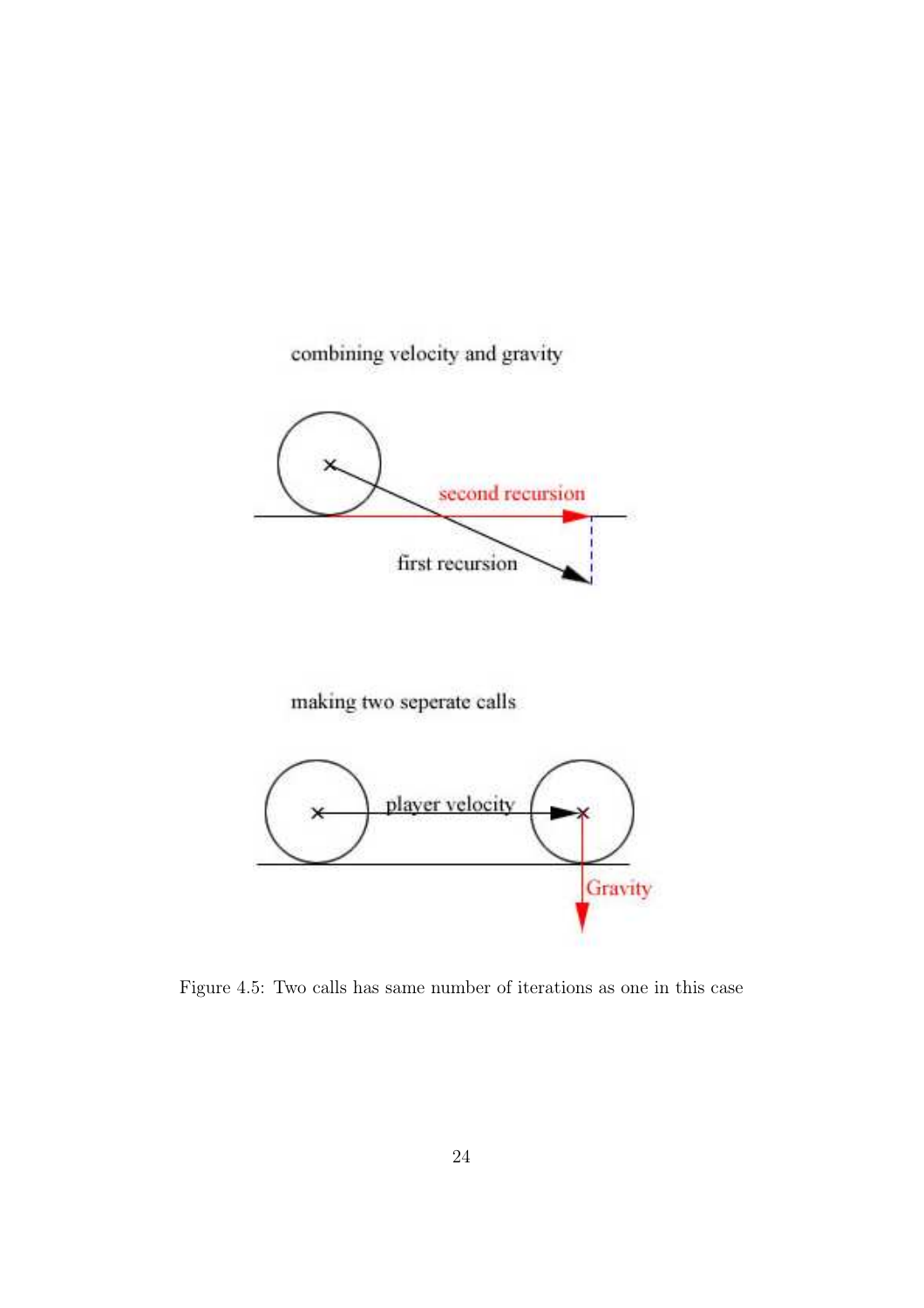Figure 4.5: Two calls has same number of iterations as one in this case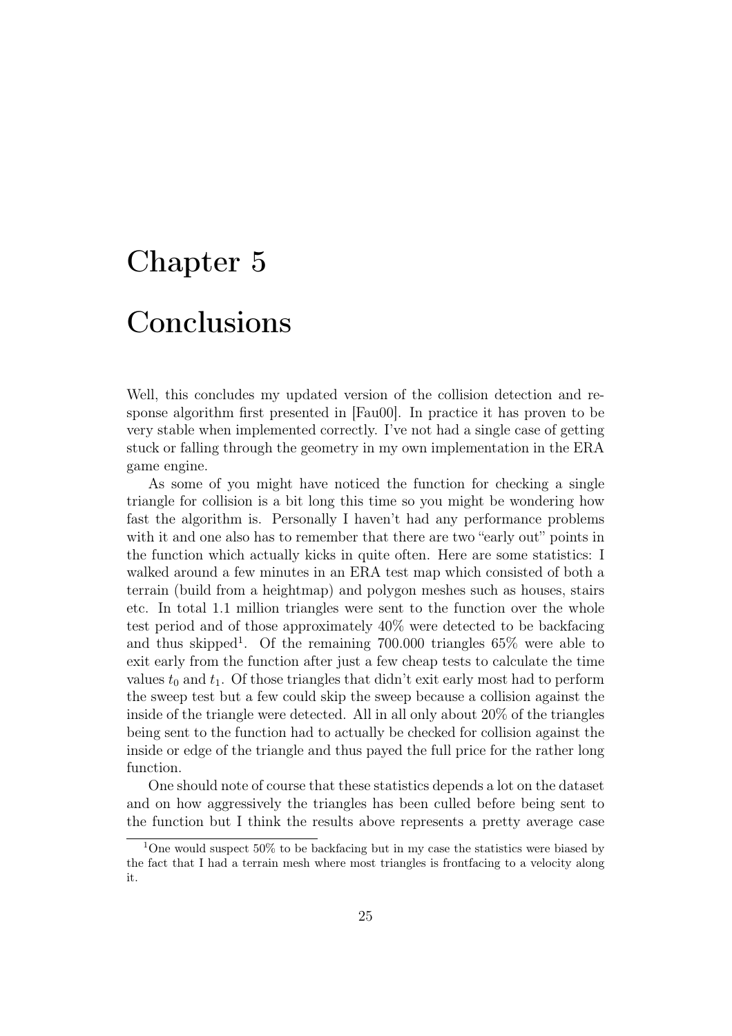# Chapter 5

# Conclusions

Well, this concludes my updated version of the collision detection and response algorithm first presented in [Fau00]. In practice it has proven to be very stable when implemented correctly. I've not had a single case of getting stuck or falling through the geometry in my own implementation in the ERA game engine.

As some of you might have noticed the function for checking a single triangle for collision is a bit long this time so you might be wondering how fast the algorithm is. Personally I haven't had any performance problems with it and one also has to remember that there are two "early out" points in the function which actually kicks in quite often. Here are some statistics: I walked around a few minutes in an ERA test map which consisted of both a terrain (build from a heightmap) and polygon meshes such as houses, stairs etc. In total 1.1 million triangles were sent to the function over the whole test period and of those approximately 40% were detected to be backfacing and thus skipped[1]. Of the remaining 700.000 triangles 65% were able to exit early from the function after just a few cheap tests to calculate the time values $t_0$ and $t_1$. Of those triangles that didn't exit early most had to perform the sweep test but a few could skip the sweep because a collision against the inside of the triangle were detected. All in all only about 20% of the triangles being sent to the function had to actually be checked for collision against the inside or edge of the triangle and thus payed the full price for the rather long function.

One should note of course that these statistics depends a lot on the dataset and on how aggressively the triangles has been culled before being sent to the function but I think the results above represents a pretty average case

[1] One would suspect 50% to be backfacing but in my case the statistics were biased by the fact that I had a terrain mesh where most triangles is frontfacing to a velocity along it.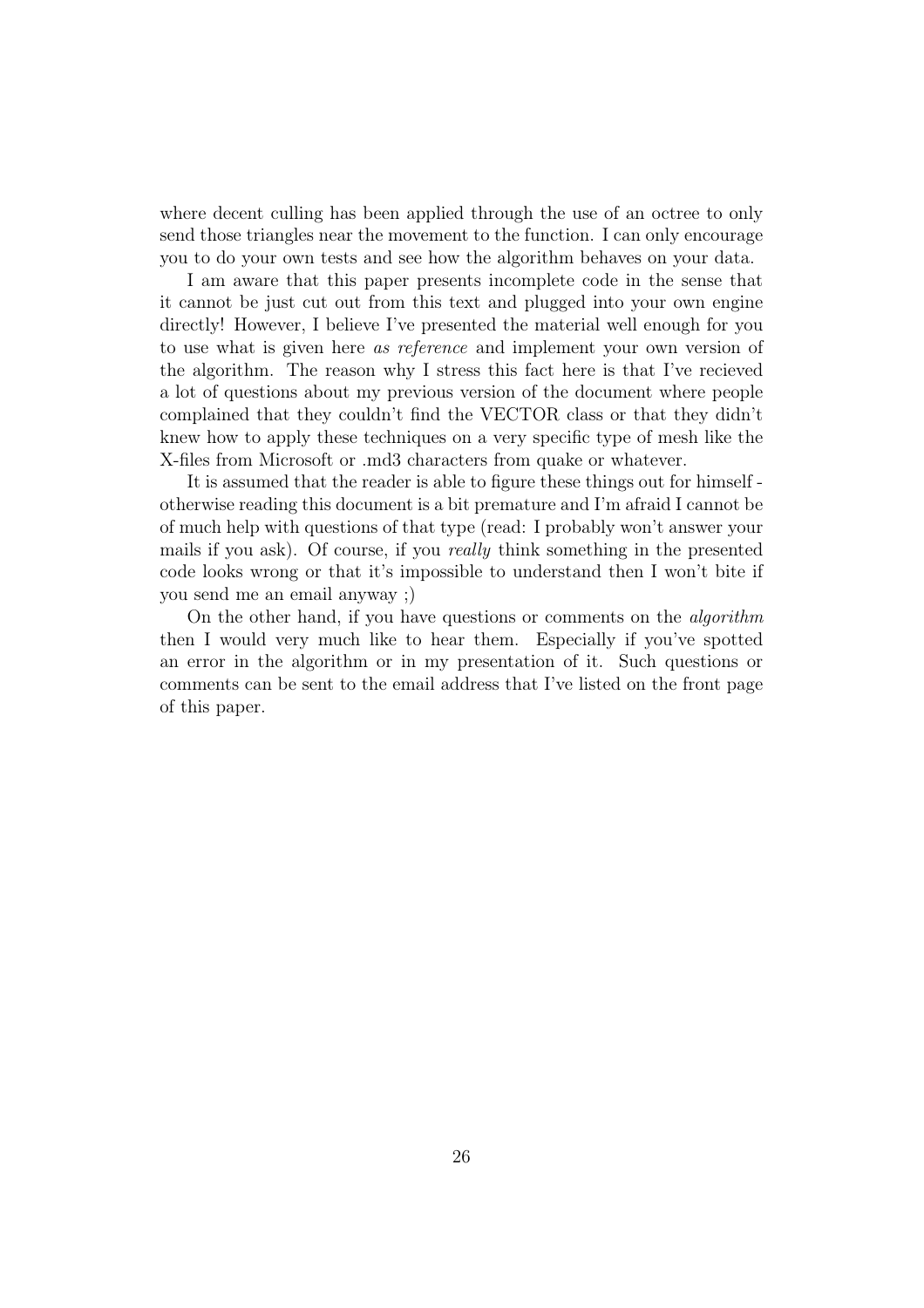where decent culling has been applied through the use of an octree to only send those triangles near the movement to the function. I can only encourage you to do your own tests and see how the algorithm behaves on your data.

I am aware that this paper presents incomplete code in the sense that it cannot be just cut out from this text and plugged into your own engine directly! However, I believe I've presented the material well enough for you to use what is given here *as reference* and implement your own version of the algorithm. The reason why I stress this fact here is that I've recieved a lot of questions about my previous version of the document where people complained that they couldn't find the VECTOR class or that they didn't knew how to apply these techniques on a very specific type of mesh like the X-files from Microsoft or .md3 characters from quake or whatever.

It is assumed that the reader is able to figure these things out for himself - otherwise reading this document is a bit premature and I'm afraid I cannot be of much help with questions of that type (read: I probably won't answer your mails if you ask). Of course, if you *really* think something in the presented code looks wrong or that it's impossible to understand then I won't bite if you send me an email anyway ;)

On the other hand, if you have questions or comments on the *algorithm* then I would very much like to hear them. Especially if you've spotted an error in the algorithm or in my presentation of it. Such questions or comments can be sent to the email address that I've listed on the front page of this paper.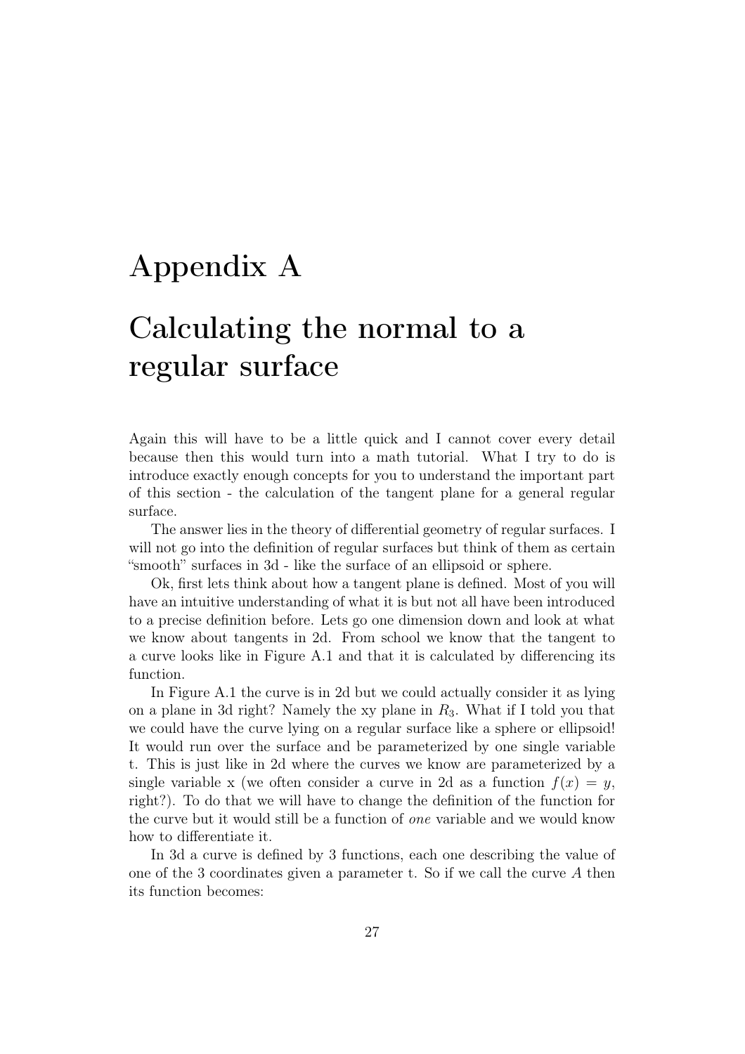# Appendix A

# Calculating the normal to a regular surface

Again this will have to be a little quick and I cannot cover every detail because then this would turn into a math tutorial. What I try to do is introduce exactly enough concepts for you to understand the important part of this section - the calculation of the tangent plane for a general regular surface.

The answer lies in the theory of differential geometry of regular surfaces. I will not go into the definition of regular surfaces but think of them as certain "smooth" surfaces in 3d - like the surface of an ellipsoid or sphere.

Ok, first lets think about how a tangent plane is defined. Most of you will have an intuitive understanding of what it is but not all have been introduced to a precise definition before. Lets go one dimension down and look at what we know about tangents in 2d. From school we know that the tangent to a curve looks like in Figure A.1 and that it is calculated by differencing its function.

In Figure A.1 the curve is in 2d but we could actually consider it as lying on a plane in 3d right? Namely the xy plane in $R_3$. What if I told you that we could have the curve lying on a regular surface like a sphere or ellipsoid! It would run over the surface and be parameterized by one single variable t. This is just like in 2d where the curves we know are parameterized by a single variable x (we often consider a curve in 2d as a function $f(x) = y$, right?). To do that we will have to change the definition of the function for the curve but it would still be a function of *one* variable and we would know how to differentiate it.

In 3d a curve is defined by 3 functions, each one describing the value of one of the 3 coordinates given a parameter t. So if we call the curve $A$ then its function becomes: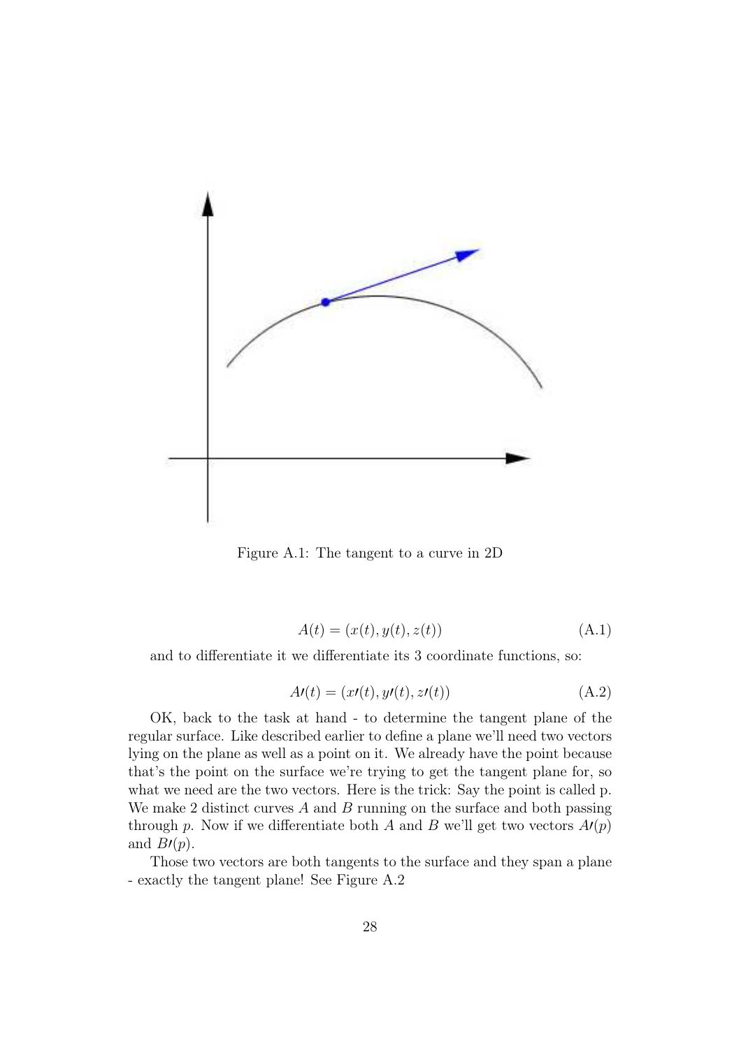Figure A.1: The tangent to a curve in 2D

$$A(t) = (x(t), y(t), z(t)) \tag{A.1}$$

and to differentiate it we differentiate its 3 coordinate functions, so:

$$A\prime(t) = (x\prime(t), y\prime(t), z\prime(t)) \tag{A.2}$$

OK, back to the task at hand - to determine the tangent plane of the regular surface. Like described earlier to define a plane we'll need two vectors lying on the plane as well as a point on it. We already have the point because that's the point on the surface we're trying to get the tangent plane for, so what we need are the two vectors. Here is the trick: Say the point is called p. We make 2 distinct curves $A$ and $B$ running on the surface and both passing through $p$. Now if we differentiate both $A$ and $B$ we'll get two vectors $A\prime(p)$ and $B\prime(p)$.

Those two vectors are both tangents to the surface and they span a plane - exactly the tangent plane! See Figure A.2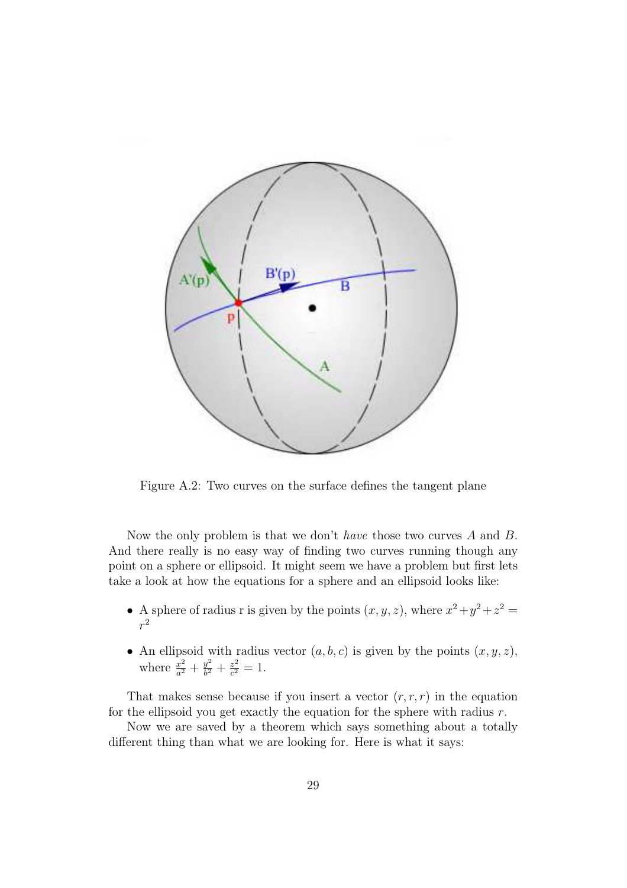Figure A.2: Two curves on the surface defines the tangent plane

Now the only problem is that we don't *have* those two curves $A$ and $B$. And there really is no easy way of finding two curves running though any point on a sphere or ellipsoid. It might seem we have a problem but first lets take a look at how the equations for a sphere and an ellipsoid looks like:

- A sphere of radius r is given by the points $(x, y, z)$, where $x^2 + y^2 + z^2 = r^2$
- An ellipsoid with radius vector $(a, b, c)$ is given by the points $(x, y, z)$, where $\frac{x^2}{a^2} + \frac{y^2}{b^2} + \frac{z^2}{c^2} = 1$.

That makes sense because if you insert a vector $(r, r, r)$ in the equation for the ellipsoid you get exactly the equation for the sphere with radius $r$.

Now we are saved by a theorem which says something about a totally different thing than what we are looking for. Here is what it says: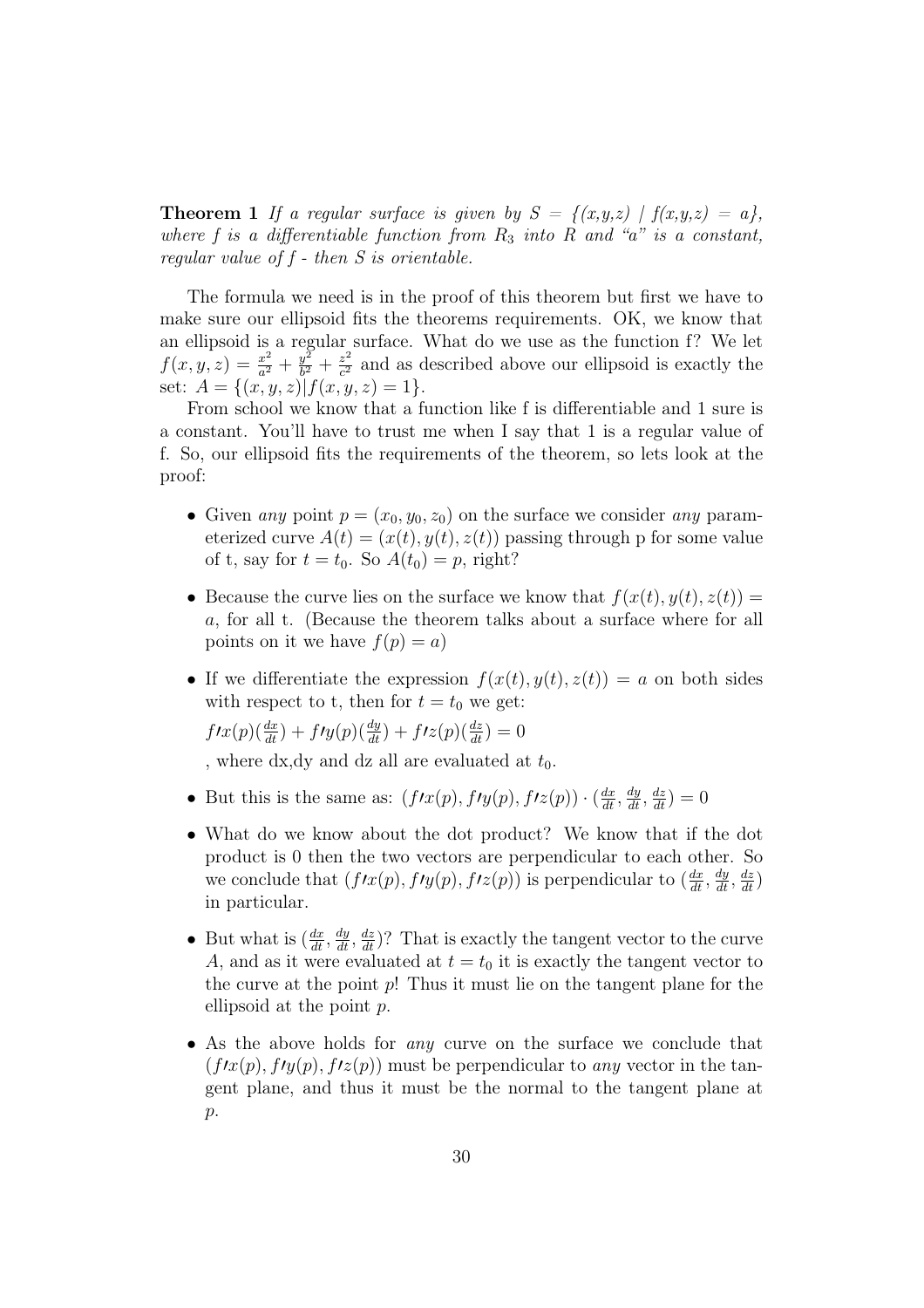**Theorem 1** *If a regular surface is given by $S = \{(x,y,z) \mid f(x,y,z) = a\}$, where f is a differentiable function from $R_3$ into R and "a" is a constant, regular value of f - then S is orientable.*

The formula we need is in the proof of this theorem but first we have to make sure our ellipsoid fits the theorems requirements. OK, we know that an ellipsoid is a regular surface. What do we use as the function f? We let $f(x,y,z) = \frac{x^2}{a^2} + \frac{y^2}{b^2} + \frac{z^2}{c^2}$ and as described above our ellipsoid is exactly the set: $A = \{(x,y,z) | f(x,y,z) = 1\}$.

From school we know that a function like f is differentiable and 1 sure is a constant. You'll have to trust me when I say that 1 is a regular value of f. So, our ellipsoid fits the requirements of the theorem, so lets look at the proof:

- Given *any* point $p = (x_0, y_0, z_0)$ on the surface we consider *any* parameterized curve $A(t) = (x(t), y(t), z(t))$ passing through p for some value of t, say for $t = t_0$. So $A(t_0) = p$, right?
- Because the curve lies on the surface we know that $f(x(t), y(t), z(t)) = a$, for all t. (Because the theorem talks about a surface where for all points on it we have $f(p) = a$)
- If we differentiate the expression $f(x(t), y(t), z(t)) = a$ on both sides with respect to t, then for $t = t_0$ we get:

  $f\prime x(p)(\frac{dx}{dt}) + f\prime y(p)(\frac{dy}{dt}) + f\prime z(p)(\frac{dz}{dt}) = 0$

  , where dx,dy and dz all are evaluated at $t_0$.
- But this is the same as: $(f\prime x(p), f\prime y(p), f\prime z(p)) \cdot (\frac{dx}{dt}, \frac{dy}{dt}, \frac{dz}{dt}) = 0$
- What do we know about the dot product? We know that if the dot product is 0 then the two vectors are perpendicular to each other. So we conclude that $(f\prime x(p), f\prime y(p), f\prime z(p))$ is perpendicular to $(\frac{dx}{dt}, \frac{dy}{dt}, \frac{dz}{dt})$ in particular.
- But what is $(\frac{dx}{dt}, \frac{dy}{dt}, \frac{dz}{dt})$? That is exactly the tangent vector to the curve $A$, and as it were evaluated at $t = t_0$ it is exactly the tangent vector to the curve at the point $p$! Thus it must lie on the tangent plane for the ellipsoid at the point $p$.
- As the above holds for *any* curve on the surface we conclude that $(f\prime x(p), f\prime y(p), f\prime z(p))$ must be perpendicular to *any* vector in the tangent plane, and thus it must be the normal to the tangent plane at $p$.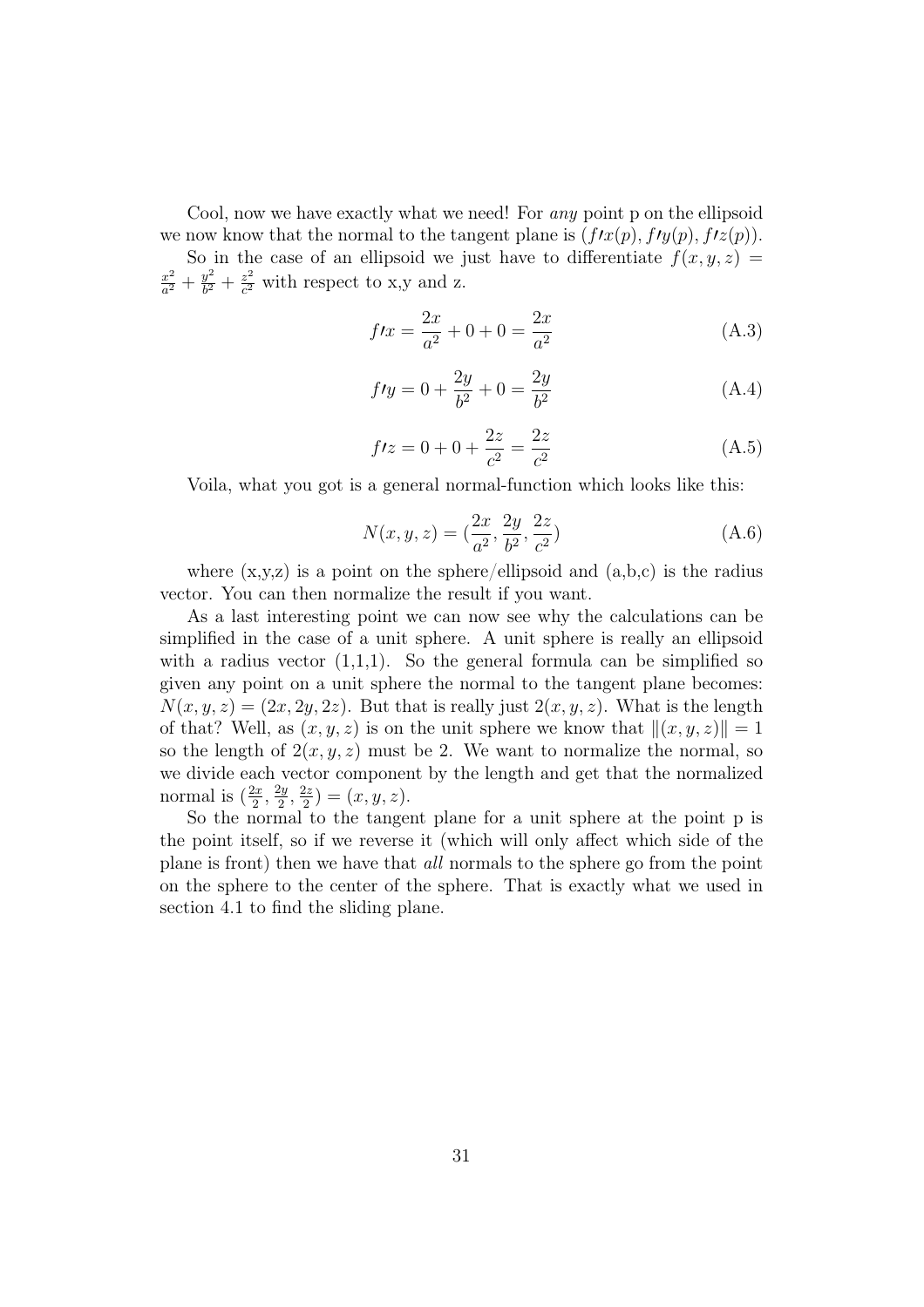Cool, now we have exactly what we need! For *any* point p on the ellipsoid we now know that the normal to the tangent plane is $(f\prime x(p), f\prime y(p), f\prime z(p))$.

So in the case of an ellipsoid we just have to differentiate $f(x,y,z) = \frac{x^2}{a^2} + \frac{y^2}{b^2} + \frac{z^2}{c^2}$ with respect to x,y and z.

$$f\prime x = \frac{2x}{a^2} + 0 + 0 = \frac{2x}{a^2} \tag{A.3}$$

$$f\prime y = 0 + \frac{2y}{b^2} + 0 = \frac{2y}{b^2} \tag{A.4}$$

$$f\prime z = 0 + 0 + \frac{2z}{c^2} = \frac{2z}{c^2} \tag{A.5}$$

Voila, what you got is a general normal-function which looks like this:

$$N(x,y,z) = (\frac{2x}{a^2}, \frac{2y}{b^2}, \frac{2z}{c^2}) \tag{A.6}$$

where (x,y,z) is a point on the sphere/ellipsoid and (a,b,c) is the radius vector. You can then normalize the result if you want.

As a last interesting point we can now see why the calculations can be simplified in the case of a unit sphere. A unit sphere is really an ellipsoid with a radius vector (1,1,1). So the general formula can be simplified so given any point on a unit sphere the normal to the tangent plane becomes: $N(x,y,z) = (2x, 2y, 2z)$. But that is really just $2(x,y,z)$. What is the length of that? Well, as $(x,y,z)$ is on the unit sphere we know that $\|(x,y,z)\| = 1$ so the length of $2(x,y,z)$ must be 2. We want to normalize the normal, so we divide each vector component by the length and get that the normalized normal is $(\frac{2x}{2}, \frac{2y}{2}, \frac{2z}{2}) = (x,y,z)$.

So the normal to the tangent plane for a unit sphere at the point p is the point itself, so if we reverse it (which will only affect which side of the plane is front) then we have that *all* normals to the sphere go from the point on the sphere to the center of the sphere. That is exactly what we used in section 4.1 to find the sliding plane.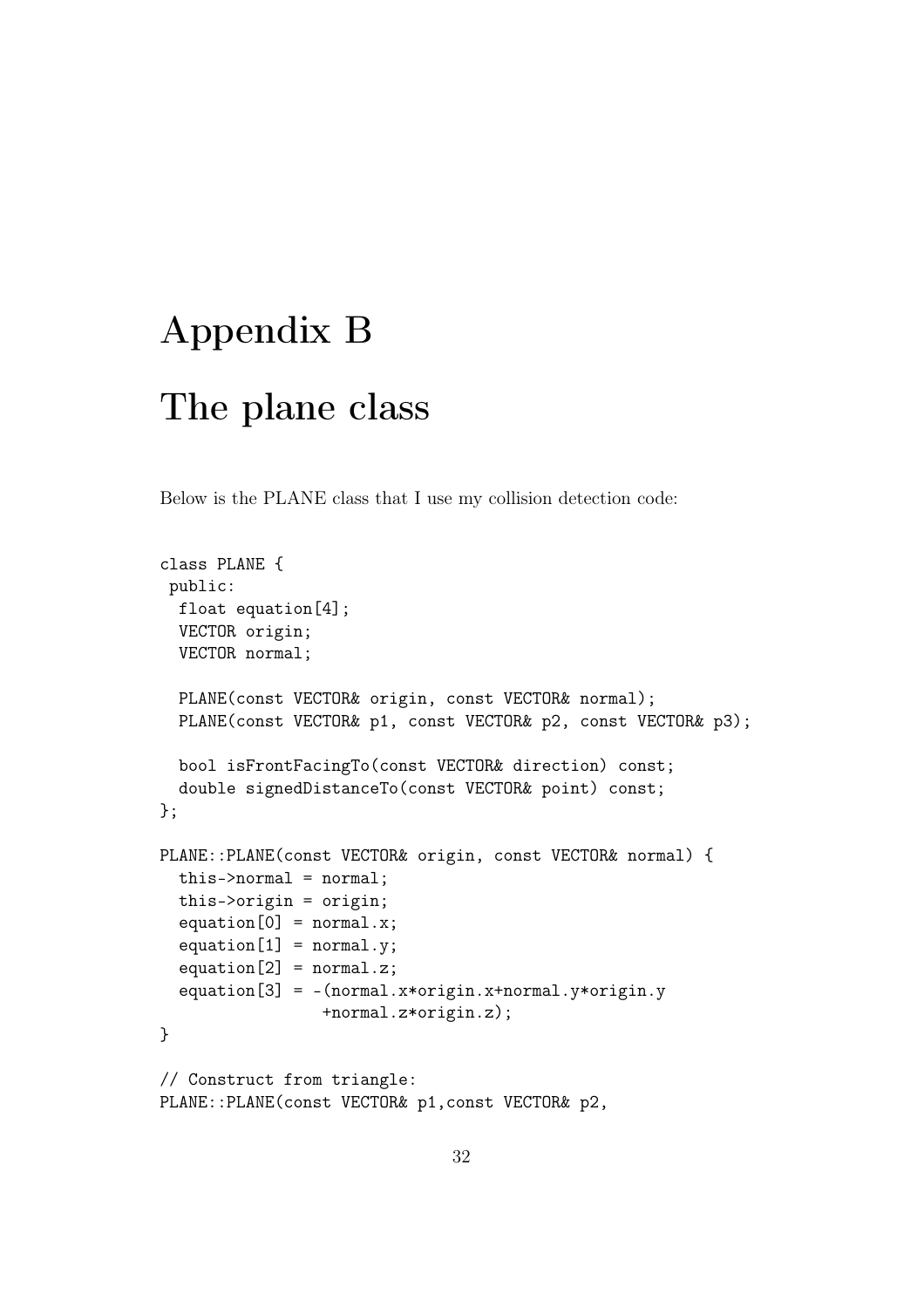# Appendix B

# The plane class

Below is the PLANE class that I use my collision detection code:

```
class PLANE {
 public:
  float equation[4];
  VECTOR origin;
  VECTOR normal;

  PLANE(const VECTOR& origin, const VECTOR& normal);
  PLANE(const VECTOR& p1, const VECTOR& p2, const VECTOR& p3);

  bool isFrontFacingTo(const VECTOR& direction) const;
  double signedDistanceTo(const VECTOR& point) const;
};

PLANE::PLANE(const VECTOR& origin, const VECTOR& normal) {
  this->normal = normal;
  this->origin = origin;
  equation[0] = normal.x;
  equation[1] = normal.y;
  equation[2] = normal.z;
  equation[3] = -(normal.x*origin.x+normal.y*origin.y
               +normal.z*origin.z);
}

// Construct from triangle:
PLANE::PLANE(const VECTOR& p1,const VECTOR& p2,
```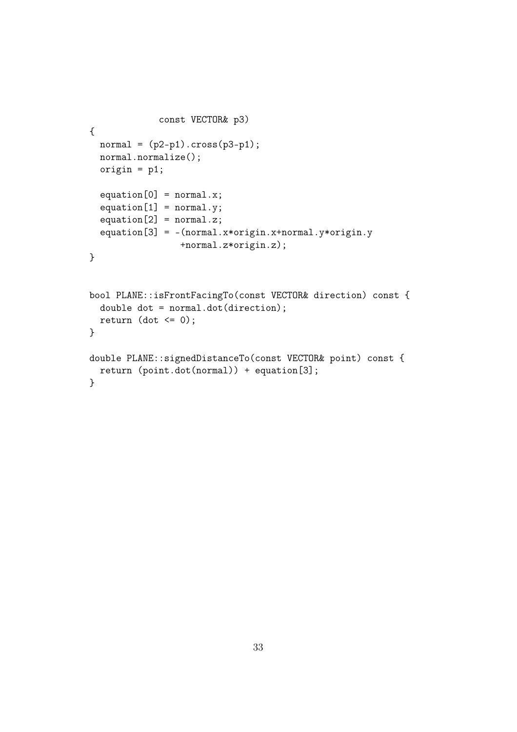```
             const VECTOR& p3)
{
  normal = (p2-p1).cross(p3-p1);
  normal.normalize();
  origin = p1;

  equation[0] = normal.x;
  equation[1] = normal.y;
  equation[2] = normal.z;
  equation[3] = -(normal.x*origin.x+normal.y*origin.y
                 +normal.z*origin.z);
}


bool PLANE::isFrontFacingTo(const VECTOR& direction) const {
  double dot = normal.dot(direction);
  return (dot <= 0);
}

double PLANE::signedDistanceTo(const VECTOR& point) const {
  return (point.dot(normal)) + equation[3];
}
```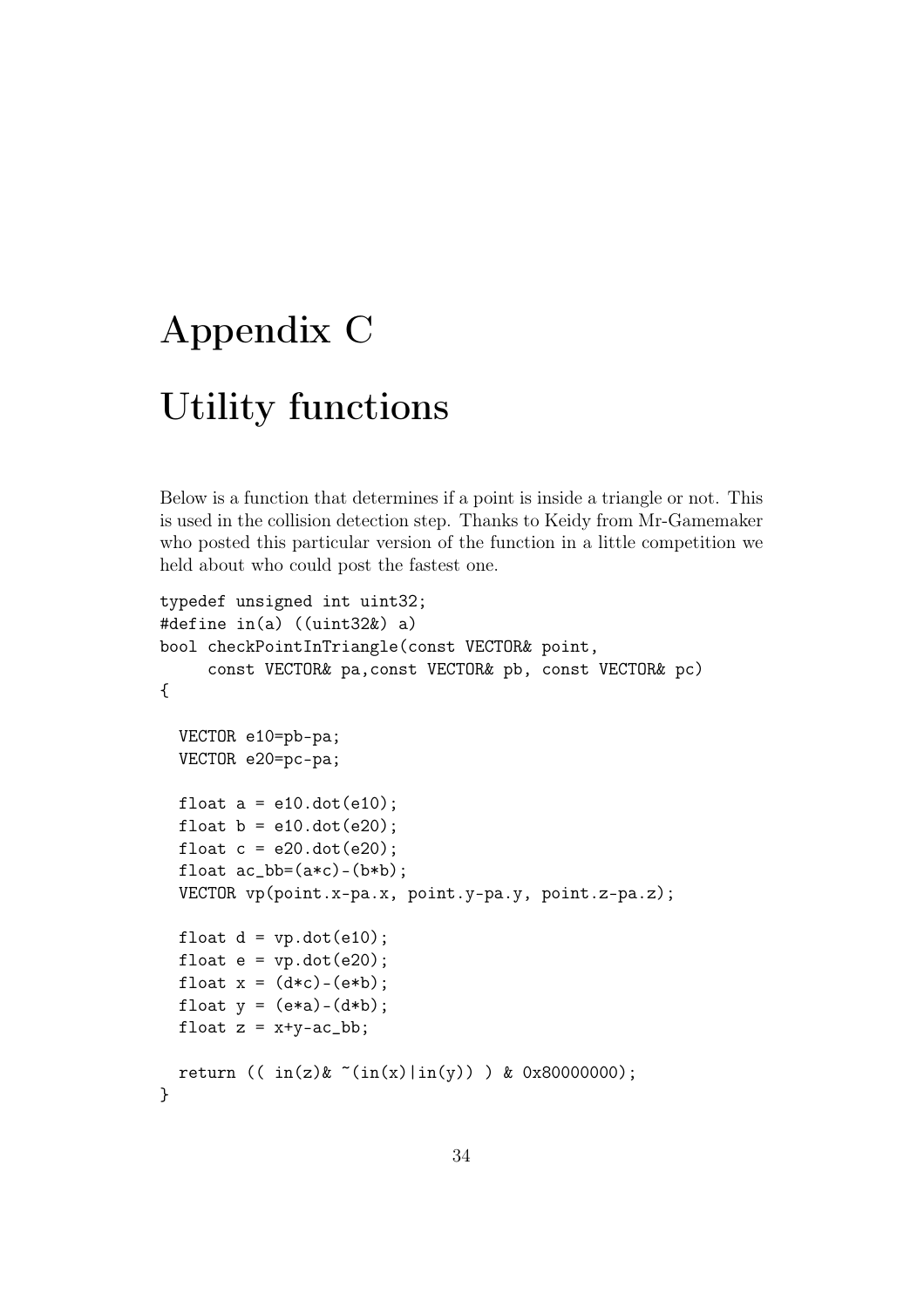# Appendix C

# Utility functions

Below is a function that determines if a point is inside a triangle or not. This is used in the collision detection step. Thanks to Keidy from Mr-Gamemaker who posted this particular version of the function in a little competition we held about who could post the fastest one.

```
typedef unsigned int uint32;
#define in(a) ((uint32&) a)
bool checkPointInTriangle(const VECTOR& point,
     const VECTOR& pa,const VECTOR& pb, const VECTOR& pc)
{

  VECTOR e10=pb-pa;
  VECTOR e20=pc-pa;

  float a = e10.dot(e10);
  float b = e10.dot(e20);
  float c = e20.dot(e20);
  float ac_bb=(a*c)-(b*b);
  VECTOR vp(point.x-pa.x, point.y-pa.y, point.z-pa.z);

  float d = vp.dot(e10);
  float e = vp.dot(e20);
  float x = (d*c)-(e*b);
  float y = (e*a)-(d*b);
  float z = x+y-ac_bb;

  return (( in(z)& ~(in(x)|in(y)) ) & 0x80000000);
}
```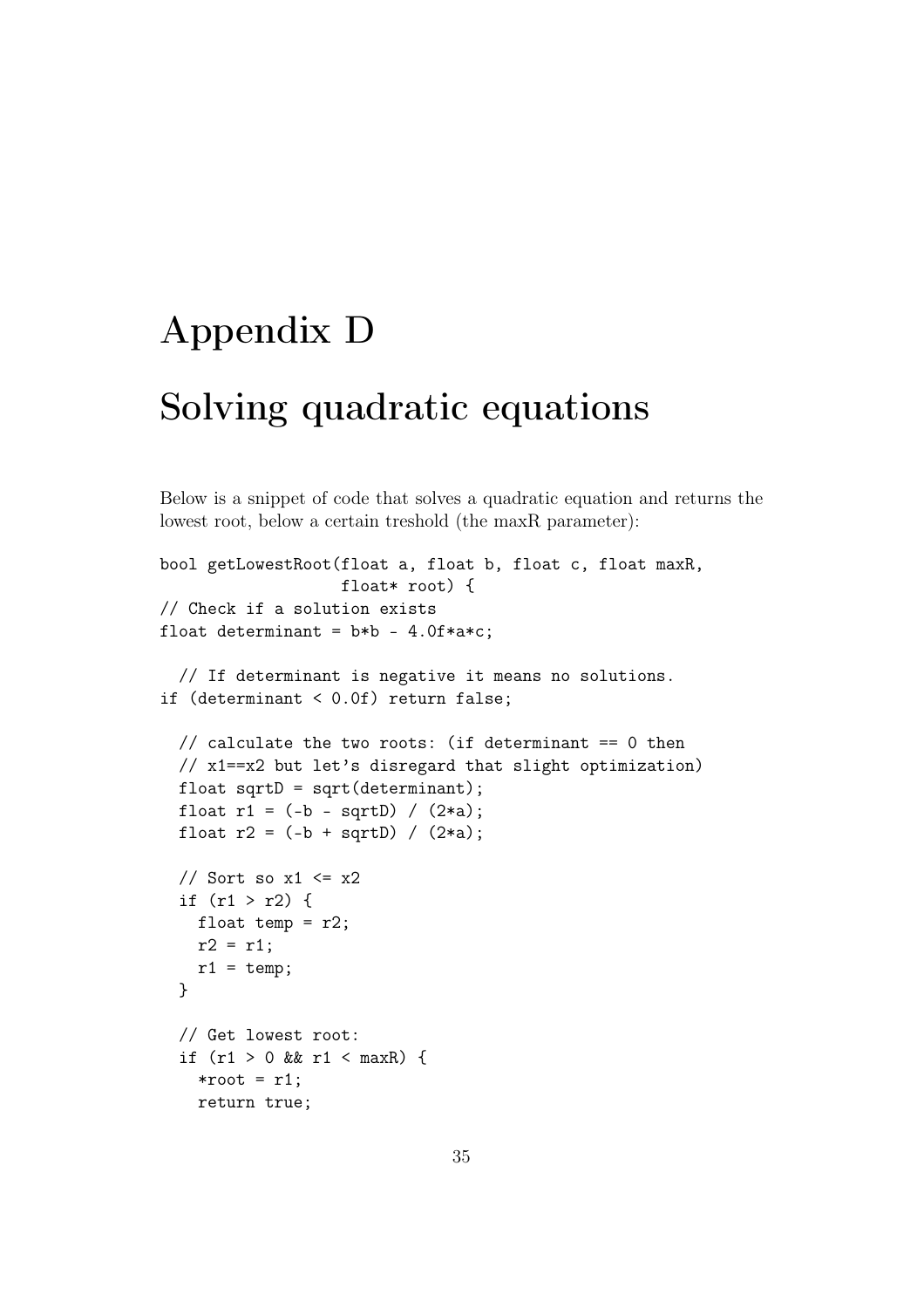# Appendix D

# Solving quadratic equations

Below is a snippet of code that solves a quadratic equation and returns the lowest root, below a certain treshold (the maxR parameter):

```
bool getLowestRoot(float a, float b, float c, float maxR,
                   float* root) {
// Check if a solution exists
float determinant = b*b - 4.0f*a*c;

  // If determinant is negative it means no solutions.
if (determinant < 0.0f) return false;

  // calculate the two roots: (if determinant == 0 then
  // x1==x2 but let's disregard that slight optimization)
  float sqrtD = sqrt(determinant);
  float r1 = (-b - sqrtD) / (2*a);
  float r2 = (-b + sqrtD) / (2*a);

  // Sort so x1 <= x2
  if (r1 > r2) {
    float temp = r2;
    r2 = r1;
    r1 = temp;
  }

  // Get lowest root:
  if (r1 > 0 && r1 < maxR) {
    *root = r1;
    return true;
```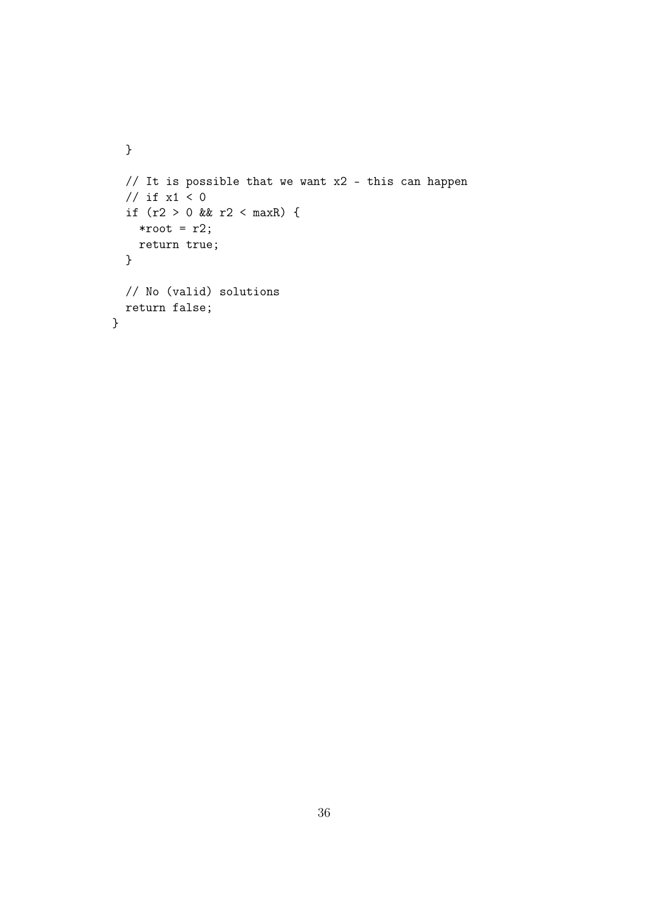```
  }

  // It is possible that we want x2 - this can happen
  // if x1 < 0
  if (r2 > 0 && r2 < maxR) {
    *root = r2;
    return true;
  }

  // No (valid) solutions
  return false;
}
```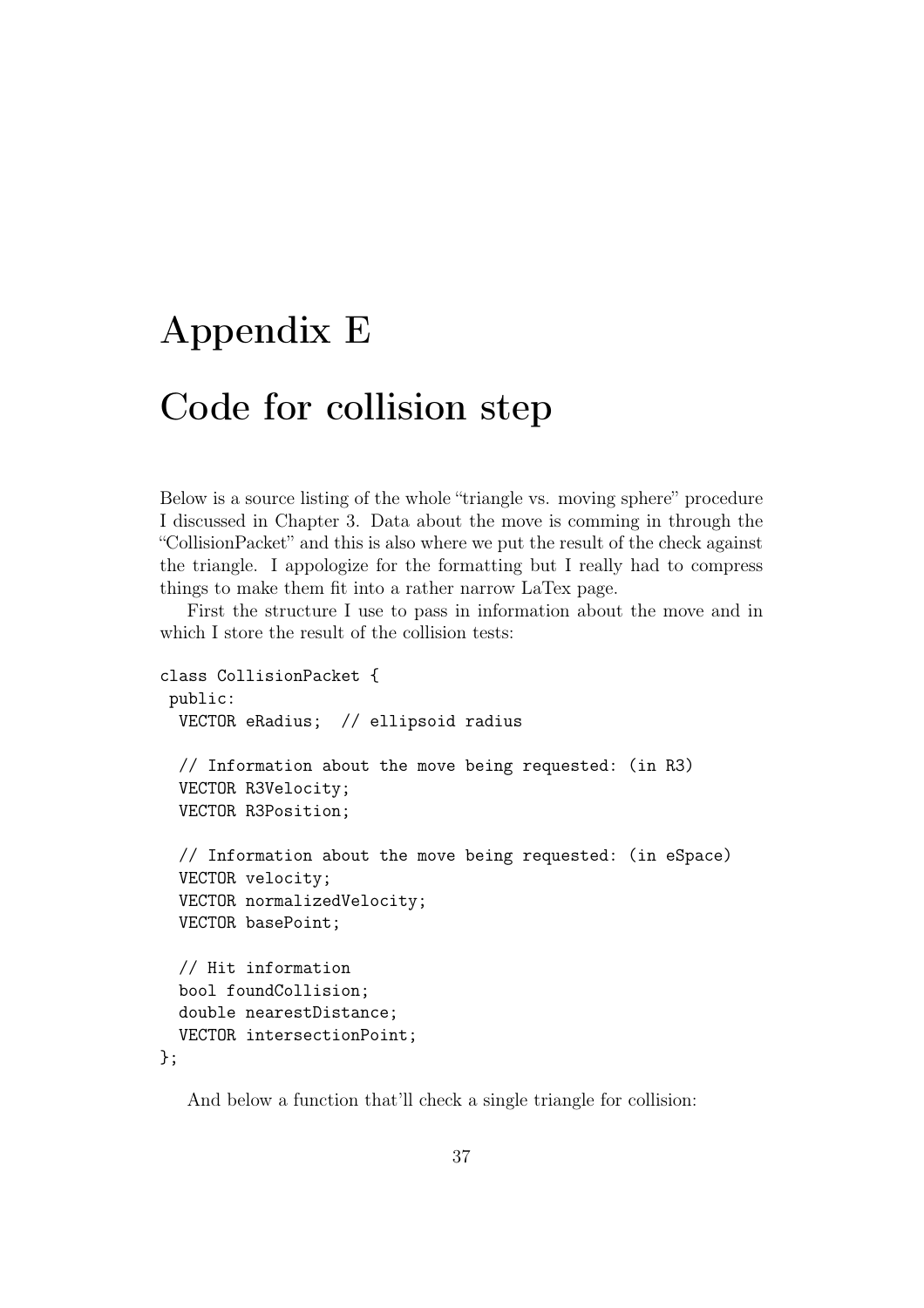# Appendix E

# Code for collision step

Below is a source listing of the whole "triangle vs. moving sphere" procedure I discussed in Chapter 3. Data about the move is comming in through the "CollisionPacket" and this is also where we put the result of the check against the triangle. I appologize for the formatting but I really had to compress things to make them fit into a rather narrow LaTex page.

First the structure I use to pass in information about the move and in which I store the result of the collision tests:

```
class CollisionPacket {
 public:
  VECTOR eRadius;  // ellipsoid radius

  // Information about the move being requested: (in R3)
  VECTOR R3Velocity;
  VECTOR R3Position;

  // Information about the move being requested: (in eSpace)
  VECTOR velocity;
  VECTOR normalizedVelocity;
  VECTOR basePoint;

  // Hit information
  bool foundCollision;
  double nearestDistance;
  VECTOR intersectionPoint;
};
```

And below a function that'll check a single triangle for collision: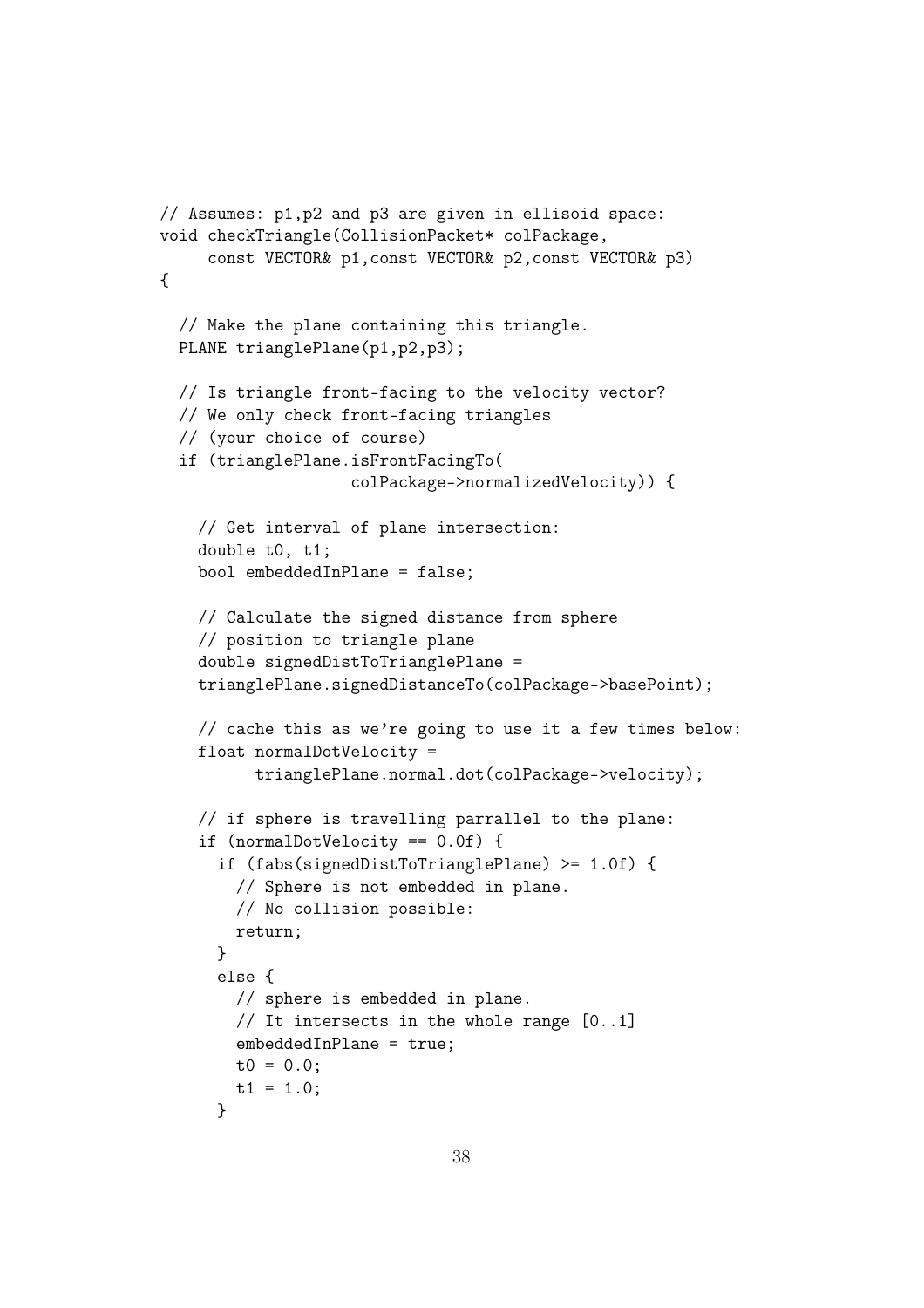```
// Assumes: p1,p2 and p3 are given in ellisoid space:
void checkTriangle(CollisionPacket* colPackage,
     const VECTOR& p1,const VECTOR& p2,const VECTOR& p3)
{

  // Make the plane containing this triangle.
  PLANE trianglePlane(p1,p2,p3);

  // Is triangle front-facing to the velocity vector?
  // We only check front-facing triangles
  // (your choice of course)
  if (trianglePlane.isFrontFacingTo(
                  colPackage->normalizedVelocity)) {

    // Get interval of plane intersection:
    double t0, t1;
    bool embeddedInPlane = false;

    // Calculate the signed distance from sphere
    // position to triangle plane
    double signedDistToTrianglePlane =
    trianglePlane.signedDistanceTo(colPackage->basePoint);

    // cache this as we're going to use it a few times below:
    float normalDotVelocity =
          trianglePlane.normal.dot(colPackage->velocity);

    // if sphere is travelling parrallel to the plane:
    if (normalDotVelocity == 0.0f) {
      if (fabs(signedDistToTrianglePlane) >= 1.0f) {
        // Sphere is not embedded in plane.
        // No collision possible:
        return;
      }
      else {
        // sphere is embedded in plane.
        // It intersects in the whole range [0..1]
        embeddedInPlane = true;
        t0 = 0.0;
        t1 = 1.0;
      }
```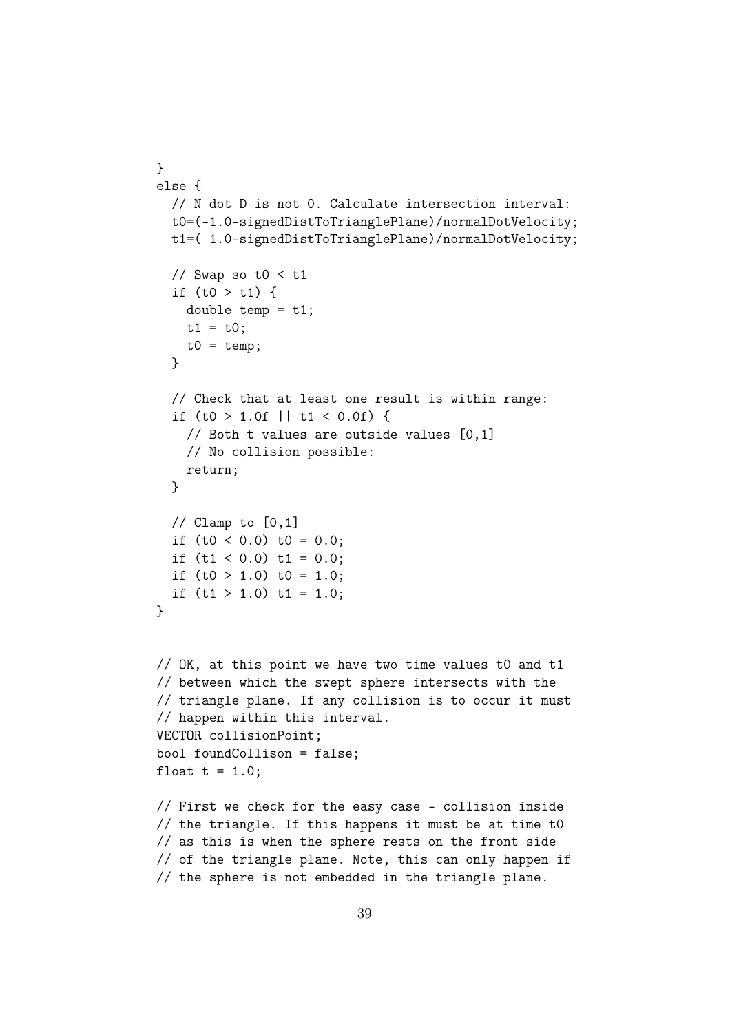```
}
else {
  // N dot D is not 0. Calculate intersection interval:
  t0=(-1.0-signedDistToTrianglePlane)/normalDotVelocity;
  t1=( 1.0-signedDistToTrianglePlane)/normalDotVelocity;

  // Swap so t0 < t1
  if (t0 > t1) {
    double temp = t1;
    t1 = t0;
    t0 = temp;
  }

  // Check that at least one result is within range:
  if (t0 > 1.0f || t1 < 0.0f) {
    // Both t values are outside values [0,1]
    // No collision possible:
    return;
  }

  // Clamp to [0,1]
  if (t0 < 0.0) t0 = 0.0;
  if (t1 < 0.0) t1 = 0.0;
  if (t0 > 1.0) t0 = 1.0;
  if (t1 > 1.0) t1 = 1.0;
}


// OK, at this point we have two time values t0 and t1
// between which the swept sphere intersects with the
// triangle plane. If any collision is to occur it must
// happen within this interval.
VECTOR collisionPoint;
bool foundCollison = false;
float t = 1.0;

// First we check for the easy case - collision inside
// the triangle. If this happens it must be at time t0
// as this is when the sphere rests on the front side
// of the triangle plane. Note, this can only happen if
// the sphere is not embedded in the triangle plane.
```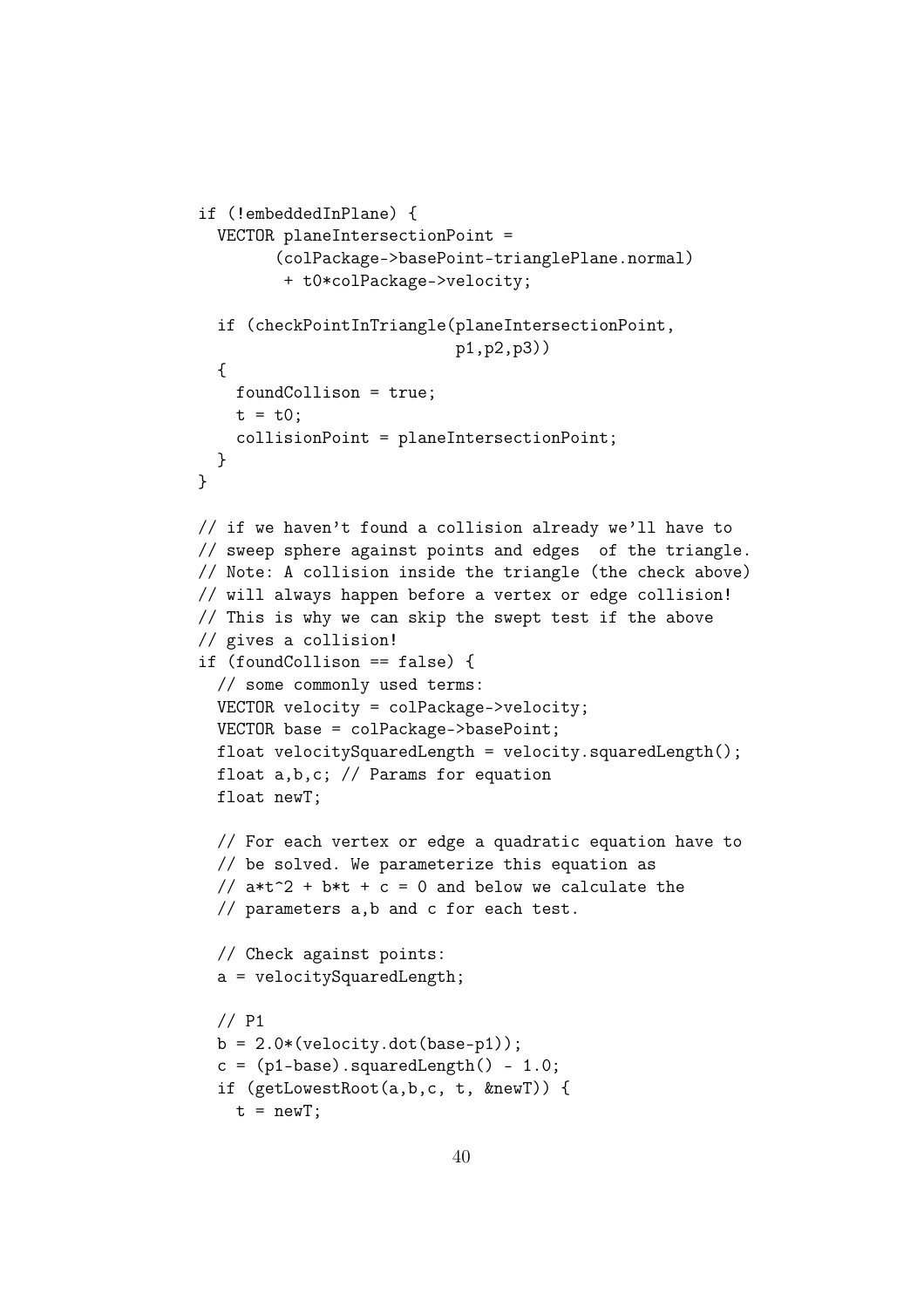```
if (!embeddedInPlane) {
  VECTOR planeIntersectionPoint =
        (colPackage->basePoint-trianglePlane.normal)
         + t0*colPackage->velocity;

  if (checkPointInTriangle(planeIntersectionPoint,
                          p1,p2,p3))
  {
    foundCollison = true;
    t = t0;
    collisionPoint = planeIntersectionPoint;
  }
}

// if we haven't found a collision already we'll have to
// sweep sphere against points and edges  of the triangle.
// Note: A collision inside the triangle (the check above)
// will always happen before a vertex or edge collision!
// This is why we can skip the swept test if the above
// gives a collision!
if (foundCollison == false) {
  // some commonly used terms:
  VECTOR velocity = colPackage->velocity;
  VECTOR base = colPackage->basePoint;
  float velocitySquaredLength = velocity.squaredLength();
  float a,b,c; // Params for equation
  float newT;

  // For each vertex or edge a quadratic equation have to
  // be solved. We parameterize this equation as
  // a*t^2 + b*t + c = 0 and below we calculate the
  // parameters a,b and c for each test.

  // Check against points:
  a = velocitySquaredLength;

  // P1
  b = 2.0*(velocity.dot(base-p1));
  c = (p1-base).squaredLength() - 1.0;
  if (getLowestRoot(a,b,c, t, &newT)) {
    t = newT;
```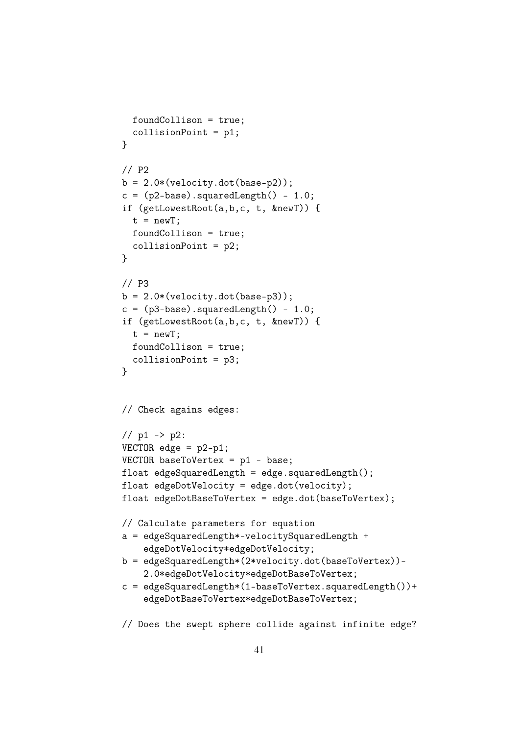```
  foundCollison = true;
  collisionPoint = p1;
}

// P2
b = 2.0*(velocity.dot(base-p2));
c = (p2-base).squaredLength() - 1.0;
if (getLowestRoot(a,b,c, t, &newT)) {
  t = newT;
  foundCollison = true;
  collisionPoint = p2;
}

// P3
b = 2.0*(velocity.dot(base-p3));
c = (p3-base).squaredLength() - 1.0;
if (getLowestRoot(a,b,c, t, &newT)) {
  t = newT;
  foundCollison = true;
  collisionPoint = p3;
}


// Check agains edges:

// p1 -> p2:
VECTOR edge = p2-p1;
VECTOR baseToVertex = p1 - base;
float edgeSquaredLength = edge.squaredLength();
float edgeDotVelocity = edge.dot(velocity);
float edgeDotBaseToVertex = edge.dot(baseToVertex);

// Calculate parameters for equation
a = edgeSquaredLength*-velocitySquaredLength +
    edgeDotVelocity*edgeDotVelocity;
b = edgeSquaredLength*(2*velocity.dot(baseToVertex))-
    2.0*edgeDotVelocity*edgeDotBaseToVertex;
c = edgeSquaredLength*(1-baseToVertex.squaredLength())+
    edgeDotBaseToVertex*edgeDotBaseToVertex;

// Does the swept sphere collide against infinite edge?
```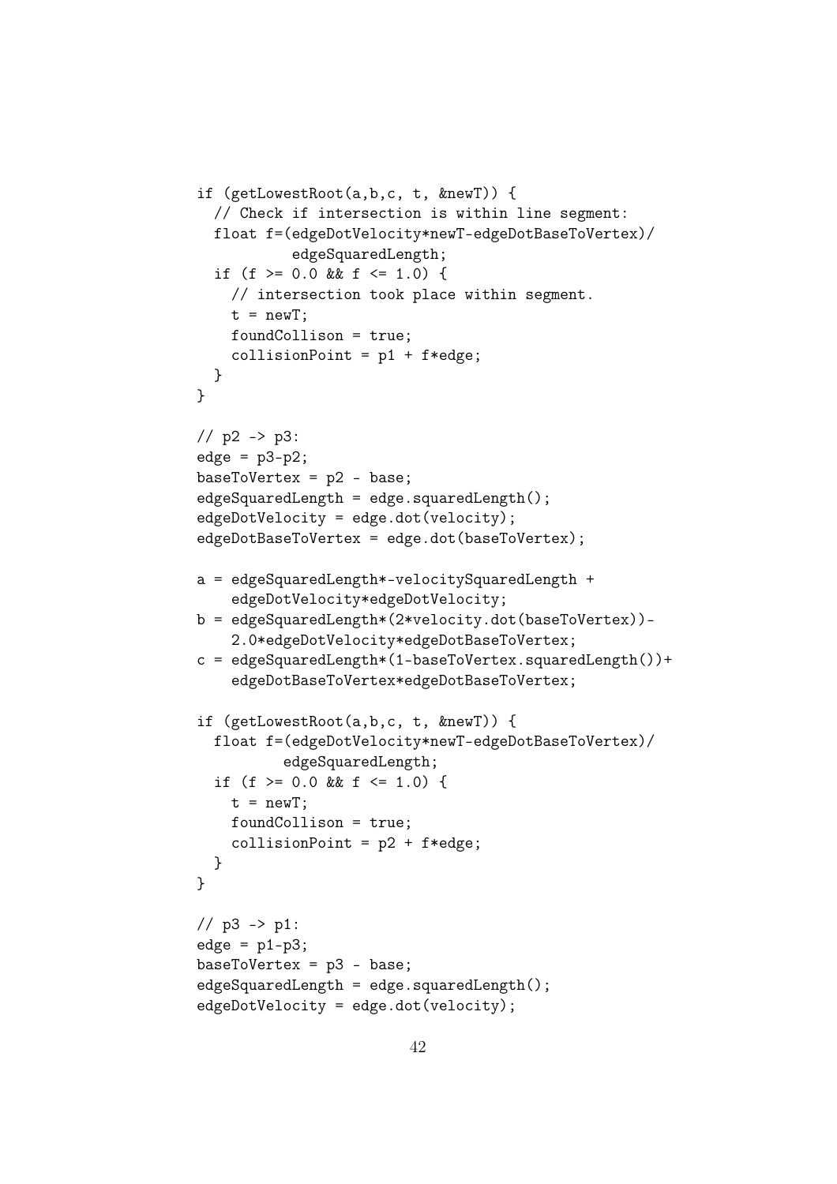```
if (getLowestRoot(a,b,c, t, &newT)) {
  // Check if intersection is within line segment:
  float f=(edgeDotVelocity*newT-edgeDotBaseToVertex)/
           edgeSquaredLength;
  if (f >= 0.0 && f <= 1.0) {
    // intersection took place within segment.
    t = newT;
    foundCollison = true;
    collisionPoint = p1 + f*edge;
  }
}

// p2 -> p3:
edge = p3-p2;
baseToVertex = p2 - base;
edgeSquaredLength = edge.squaredLength();
edgeDotVelocity = edge.dot(velocity);
edgeDotBaseToVertex = edge.dot(baseToVertex);

a = edgeSquaredLength*-velocitySquaredLength +
    edgeDotVelocity*edgeDotVelocity;
b = edgeSquaredLength*(2*velocity.dot(baseToVertex))-
    2.0*edgeDotVelocity*edgeDotBaseToVertex;
c = edgeSquaredLength*(1-baseToVertex.squaredLength())+
    edgeDotBaseToVertex*edgeDotBaseToVertex;

if (getLowestRoot(a,b,c, t, &newT)) {
  float f=(edgeDotVelocity*newT-edgeDotBaseToVertex)/
          edgeSquaredLength;
  if (f >= 0.0 && f <= 1.0) {
    t = newT;
    foundCollison = true;
    collisionPoint = p2 + f*edge;
  }
}

// p3 -> p1:
edge = p1-p3;
baseToVertex = p3 - base;
edgeSquaredLength = edge.squaredLength();
edgeDotVelocity = edge.dot(velocity);
```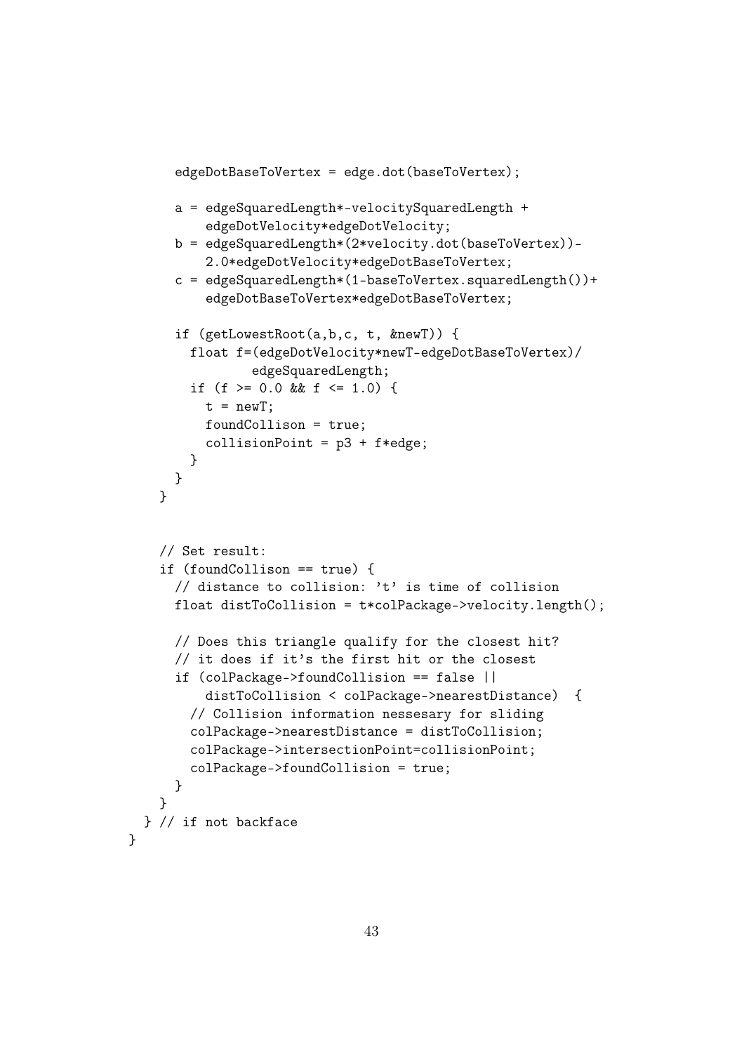```
      edgeDotBaseToVertex = edge.dot(baseToVertex);

      a = edgeSquaredLength*-velocitySquaredLength +
          edgeDotVelocity*edgeDotVelocity;
      b = edgeSquaredLength*(2*velocity.dot(baseToVertex))-
          2.0*edgeDotVelocity*edgeDotBaseToVertex;
      c = edgeSquaredLength*(1-baseToVertex.squaredLength())+
          edgeDotBaseToVertex*edgeDotBaseToVertex;

      if (getLowestRoot(a,b,c, t, &newT)) {
        float f=(edgeDotVelocity*newT-edgeDotBaseToVertex)/
                edgeSquaredLength;
        if (f >= 0.0 && f <= 1.0) {
          t = newT;
          foundCollison = true;
          collisionPoint = p3 + f*edge;
        }
      }
    }


    // Set result:
    if (foundCollison == true) {
      // distance to collision: 't' is time of collision
      float distToCollision = t*colPackage->velocity.length();

      // Does this triangle qualify for the closest hit?
      // it does if it's the first hit or the closest
      if (colPackage->foundCollision == false ||
          distToCollision < colPackage->nearestDistance)  {
        // Collision information nessesary for sliding
        colPackage->nearestDistance = distToCollision;
        colPackage->intersectionPoint=collisionPoint;
        colPackage->foundCollision = true;
      }
    }
  } // if not backface
}
```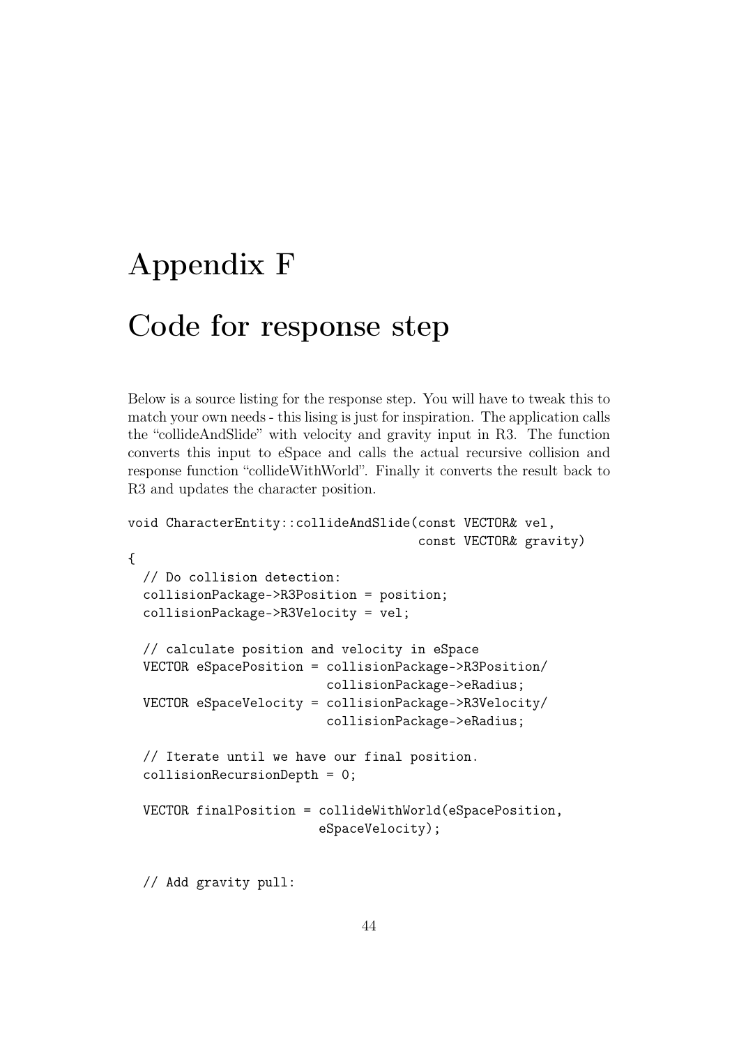# Appendix F

# Code for response step

Below is a source listing for the response step. You will have to tweak this to match your own needs - this lising is just for inspiration. The application calls the "collideAndSlide" with velocity and gravity input in R3. The function converts this input to eSpace and calls the actual recursive collision and response function "collideWithWorld". Finally it converts the result back to R3 and updates the character position.

```
void CharacterEntity::collideAndSlide(const VECTOR& vel,
                                      const VECTOR& gravity)
{
  // Do collision detection:
  collisionPackage->R3Position = position;
  collisionPackage->R3Velocity = vel;

  // calculate position and velocity in eSpace
  VECTOR eSpacePosition = collisionPackage->R3Position/
                          collisionPackage->eRadius;
  VECTOR eSpaceVelocity = collisionPackage->R3Velocity/
                          collisionPackage->eRadius;

  // Iterate until we have our final position.
  collisionRecursionDepth = 0;

  VECTOR finalPosition = collideWithWorld(eSpacePosition,
                         eSpaceVelocity);


  // Add gravity pull:
```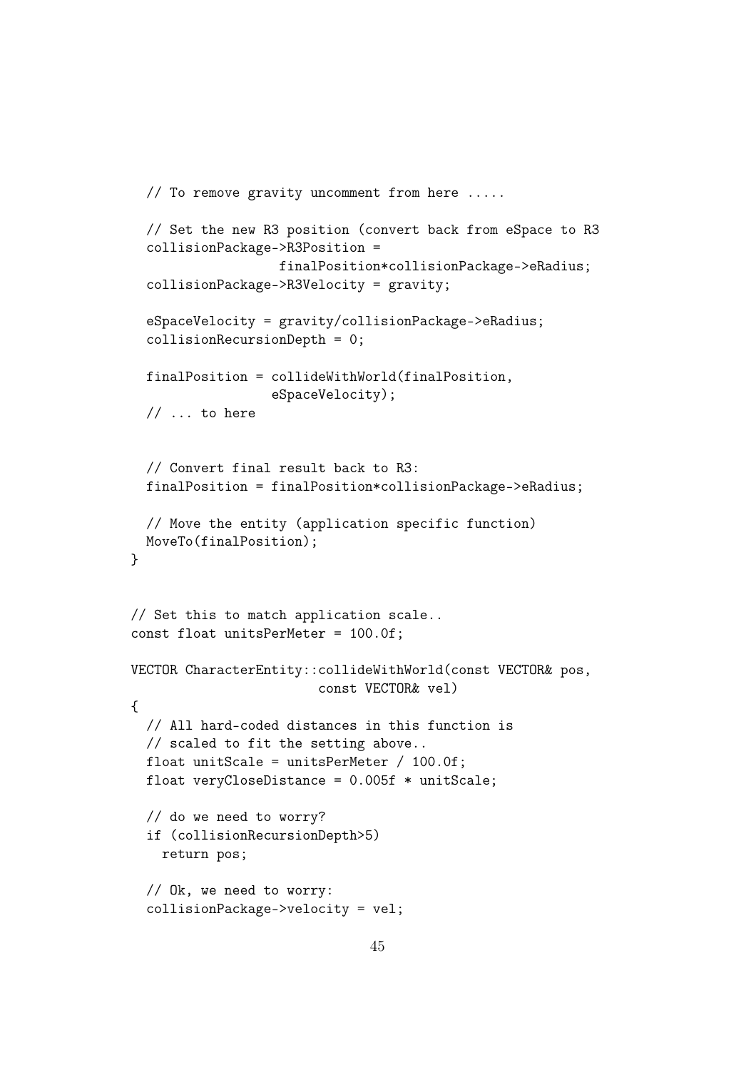```
  // To remove gravity uncomment from here .....

  // Set the new R3 position (convert back from eSpace to R3
  collisionPackage->R3Position =
                  finalPosition*collisionPackage->eRadius;
  collisionPackage->R3Velocity = gravity;

  eSpaceVelocity = gravity/collisionPackage->eRadius;
  collisionRecursionDepth = 0;

  finalPosition = collideWithWorld(finalPosition,
                 eSpaceVelocity);
  // ... to here


  // Convert final result back to R3:
  finalPosition = finalPosition*collisionPackage->eRadius;

  // Move the entity (application specific function)
  MoveTo(finalPosition);
}


// Set this to match application scale..
const float unitsPerMeter = 100.0f;

VECTOR CharacterEntity::collideWithWorld(const VECTOR& pos,
                        const VECTOR& vel)
{
  // All hard-coded distances in this function is
  // scaled to fit the setting above..
  float unitScale = unitsPerMeter / 100.0f;
  float veryCloseDistance = 0.005f * unitScale;

  // do we need to worry?
  if (collisionRecursionDepth>5)
    return pos;

  // Ok, we need to worry:
  collisionPackage->velocity = vel;
```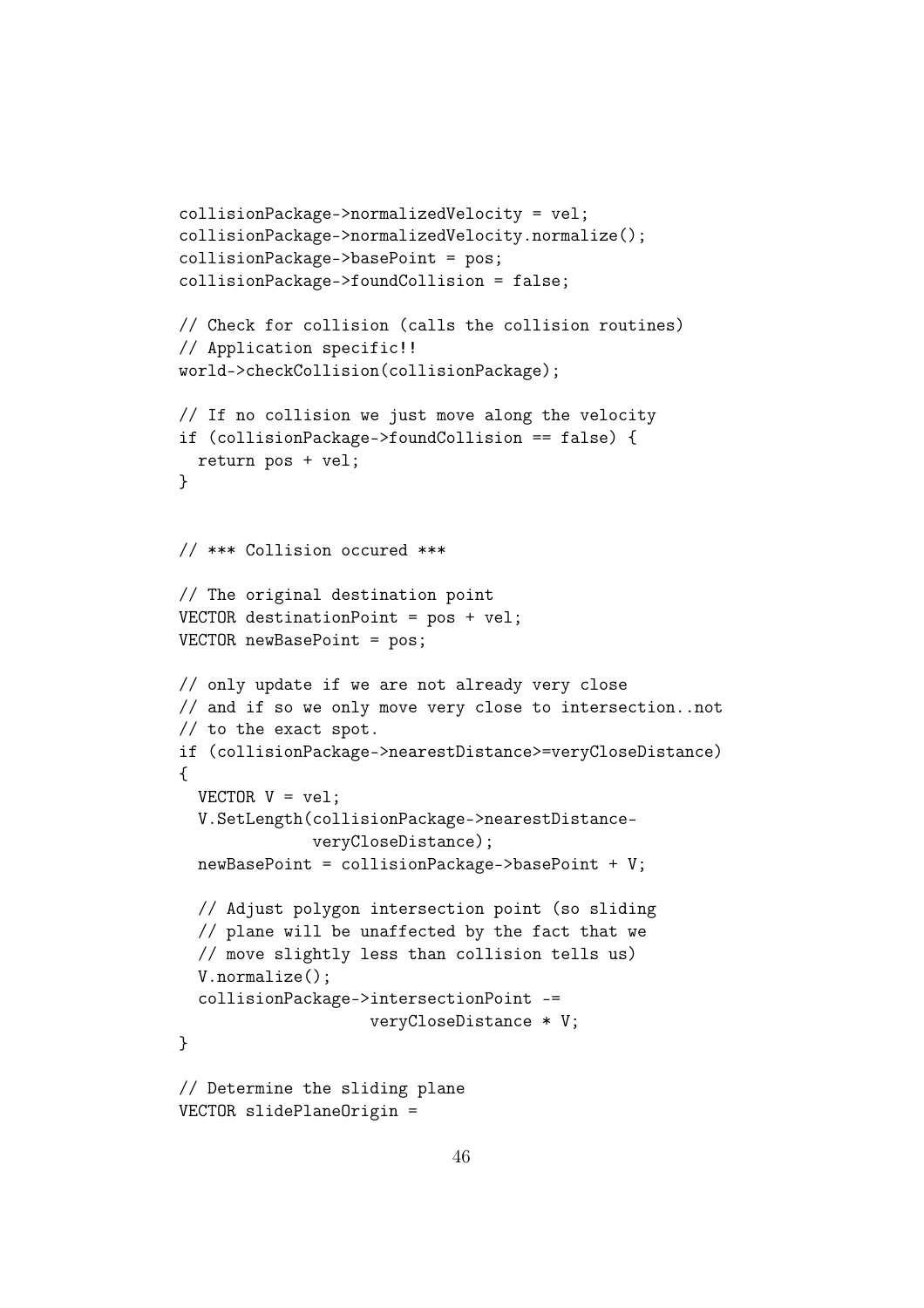```
collisionPackage->normalizedVelocity = vel;
collisionPackage->normalizedVelocity.normalize();
collisionPackage->basePoint = pos;
collisionPackage->foundCollision = false;

// Check for collision (calls the collision routines)
// Application specific!!
world->checkCollision(collisionPackage);

// If no collision we just move along the velocity
if (collisionPackage->foundCollision == false) {
  return pos + vel;
}


// *** Collision occured ***

// The original destination point
VECTOR destinationPoint = pos + vel;
VECTOR newBasePoint = pos;

// only update if we are not already very close
// and if so we only move very close to intersection..not
// to the exact spot.
if (collisionPackage->nearestDistance>=veryCloseDistance)
{
  VECTOR V = vel;
  V.SetLength(collisionPackage->nearestDistance-
              veryCloseDistance);
  newBasePoint = collisionPackage->basePoint + V;

  // Adjust polygon intersection point (so sliding
  // plane will be unaffected by the fact that we
  // move slightly less than collision tells us)
  V.normalize();
  collisionPackage->intersectionPoint -=
                  veryCloseDistance * V;
}

// Determine the sliding plane
VECTOR slidePlaneOrigin =
```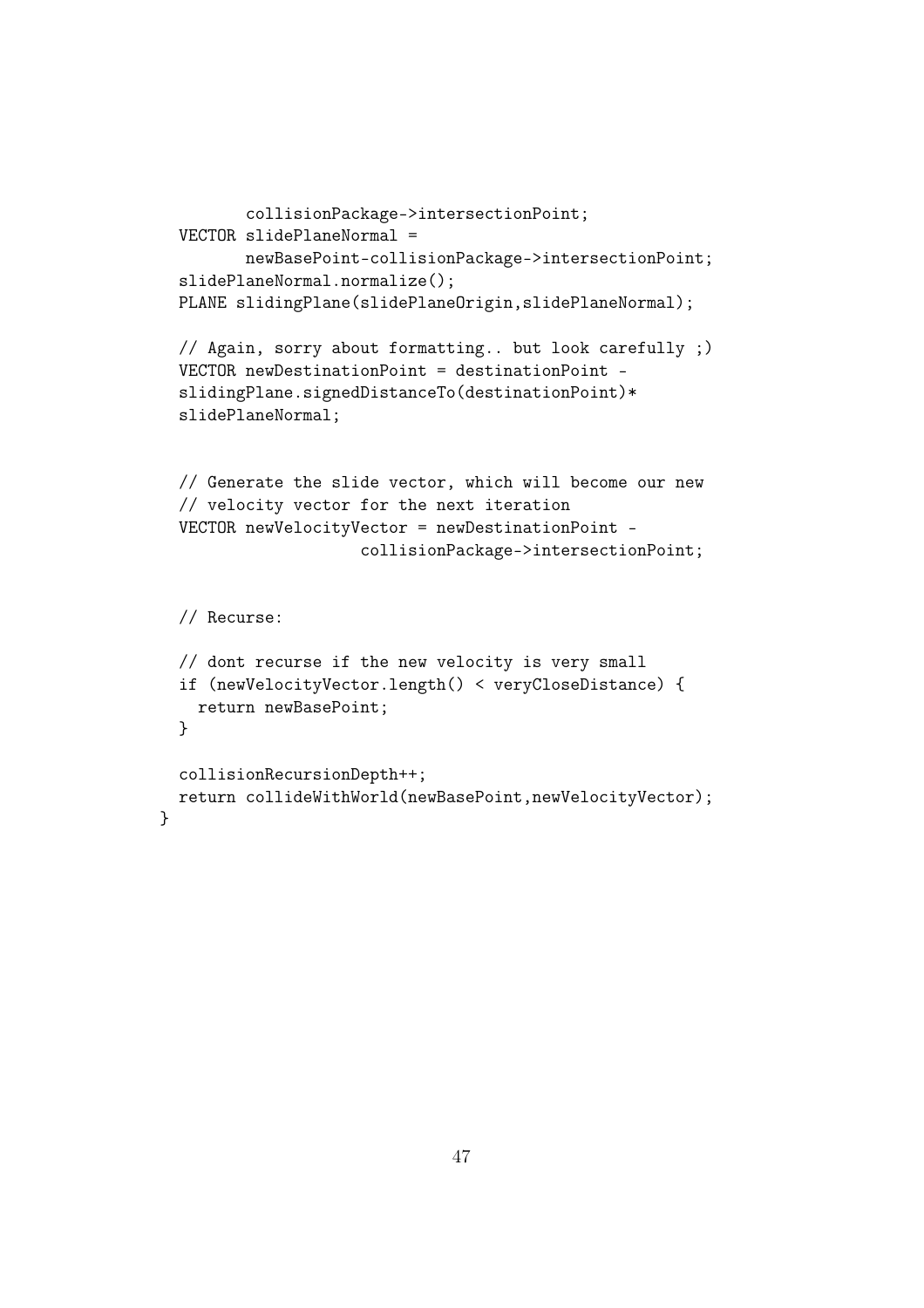```
        collisionPackage->intersectionPoint;
  VECTOR slidePlaneNormal =
        newBasePoint-collisionPackage->intersectionPoint;
  slidePlaneNormal.normalize();
  PLANE slidingPlane(slidePlaneOrigin,slidePlaneNormal);

  // Again, sorry about formatting.. but look carefully ;)
  VECTOR newDestinationPoint = destinationPoint -
  slidingPlane.signedDistanceTo(destinationPoint)*
  slidePlaneNormal;


  // Generate the slide vector, which will become our new
  // velocity vector for the next iteration
  VECTOR newVelocityVector = newDestinationPoint -
                  collisionPackage->intersectionPoint;


  // Recurse:

  // dont recurse if the new velocity is very small
  if (newVelocityVector.length() < veryCloseDistance) {
    return newBasePoint;
  }

  collisionRecursionDepth++;
  return collideWithWorld(newBasePoint,newVelocityVector);
}
```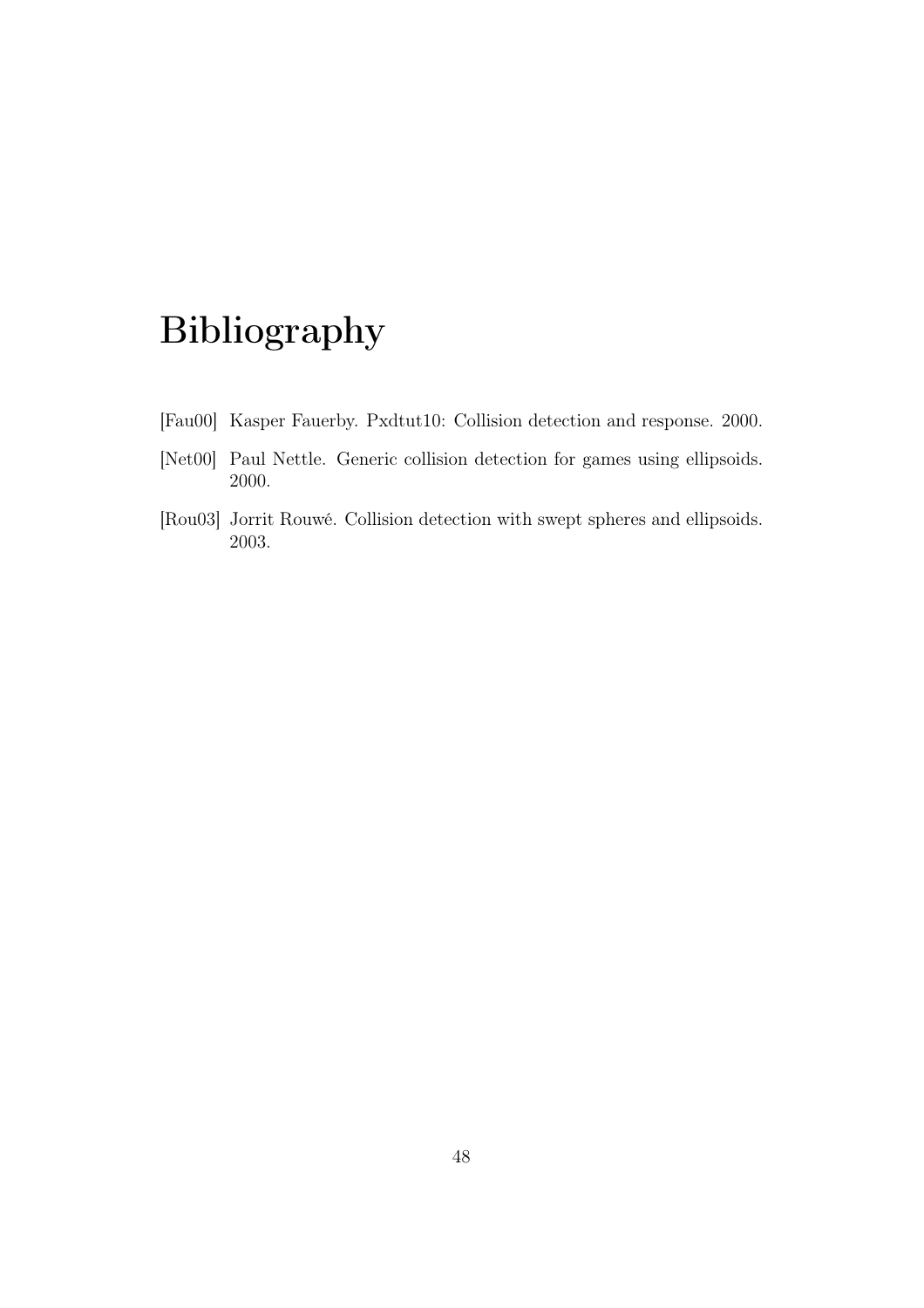# Bibliography

[Fau00] Kasper Fauerby. Pxdtut10: Collision detection and response. 2000.

[Net00] Paul Nettle. Generic collision detection for games using ellipsoids. 2000.

[Rou03] Jorrit Rouwé. Collision detection with swept spheres and ellipsoids. 2003.